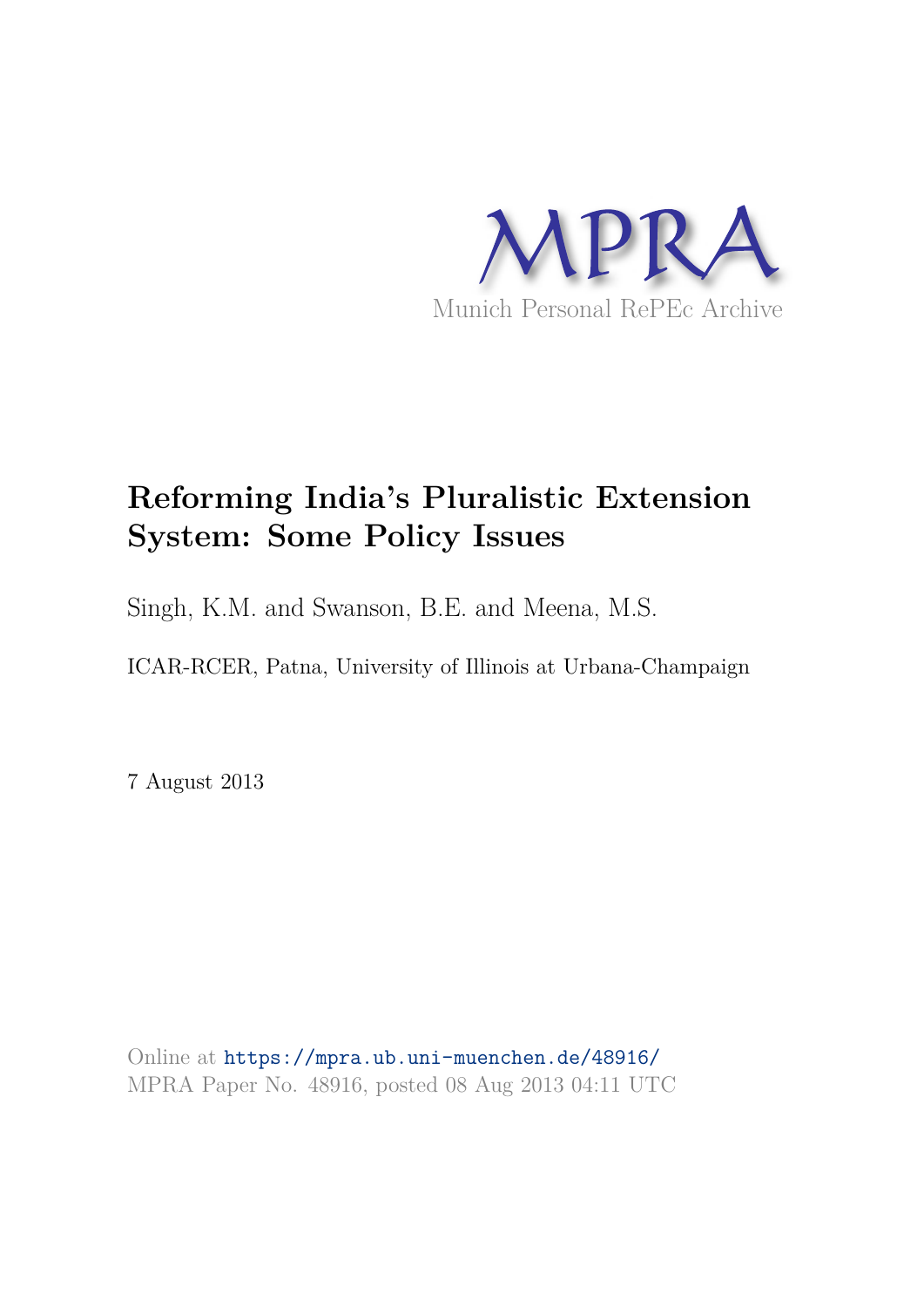MPRA

Munich Personal RePEc Archive

# Reforming India's Pluralistic Extension System: Some Policy Issues

Singh, K.M. and Swanson, B.E. and Meena, M.S.

ICAR-RCER, Patna, University of Illinois at Urbana-Champaign

7 August 2013

Online at https://mpra.ub.uni-muenchen.de/48916/
MPRA Paper No. 48916, posted 08 Aug 2013 04:11 UTC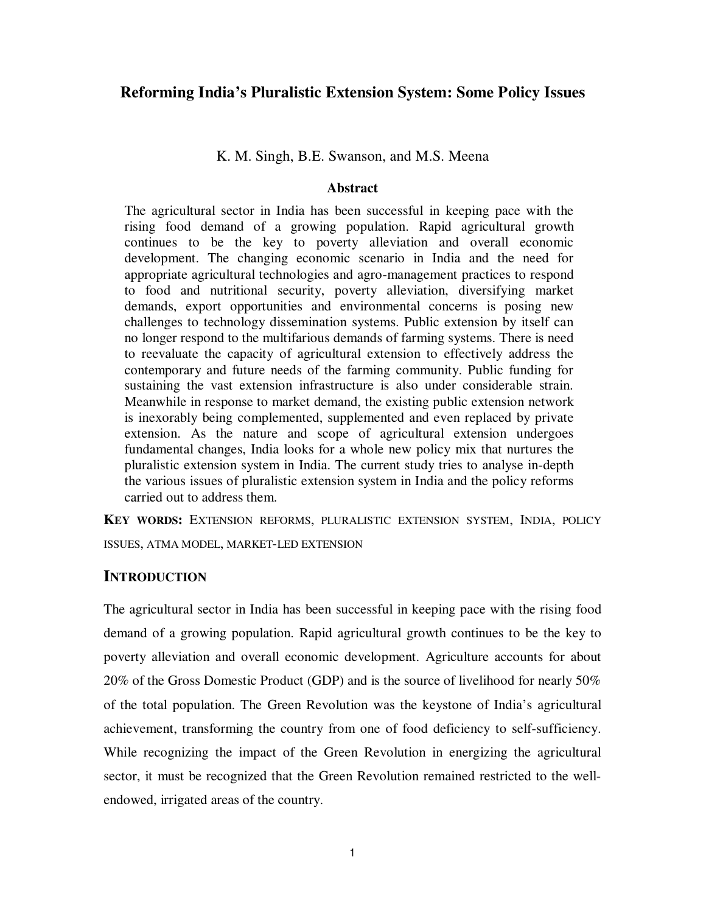# Reforming India's Pluralistic Extension System: Some Policy Issues

K. M. Singh, B.E. Swanson, and M.S. Meena

### Abstract

The agricultural sector in India has been successful in keeping pace with the rising food demand of a growing population. Rapid agricultural growth continues to be the key to poverty alleviation and overall economic development. The changing economic scenario in India and the need for appropriate agricultural technologies and agro-management practices to respond to food and nutritional security, poverty alleviation, diversifying market demands, export opportunities and environmental concerns is posing new challenges to technology dissemination systems. Public extension by itself can no longer respond to the multifarious demands of farming systems. There is need to reevaluate the capacity of agricultural extension to effectively address the contemporary and future needs of the farming community. Public funding for sustaining the vast extension infrastructure is also under considerable strain. Meanwhile in response to market demand, the existing public extension network is inexorably being complemented, supplemented and even replaced by private extension. As the nature and scope of agricultural extension undergoes fundamental changes, India looks for a whole new policy mix that nurtures the pluralistic extension system in India. The current study tries to analyse in-depth the various issues of pluralistic extension system in India and the policy reforms carried out to address them.

**KEY WORDS:** EXTENSION REFORMS, PLURALISTIC EXTENSION SYSTEM, INDIA, POLICY ISSUES, ATMA MODEL, MARKET-LED EXTENSION

## INTRODUCTION

The agricultural sector in India has been successful in keeping pace with the rising food demand of a growing population. Rapid agricultural growth continues to be the key to poverty alleviation and overall economic development. Agriculture accounts for about 20% of the Gross Domestic Product (GDP) and is the source of livelihood for nearly 50% of the total population. The Green Revolution was the keystone of India's agricultural achievement, transforming the country from one of food deficiency to self-sufficiency. While recognizing the impact of the Green Revolution in energizing the agricultural sector, it must be recognized that the Green Revolution remained restricted to the well-endowed, irrigated areas of the country.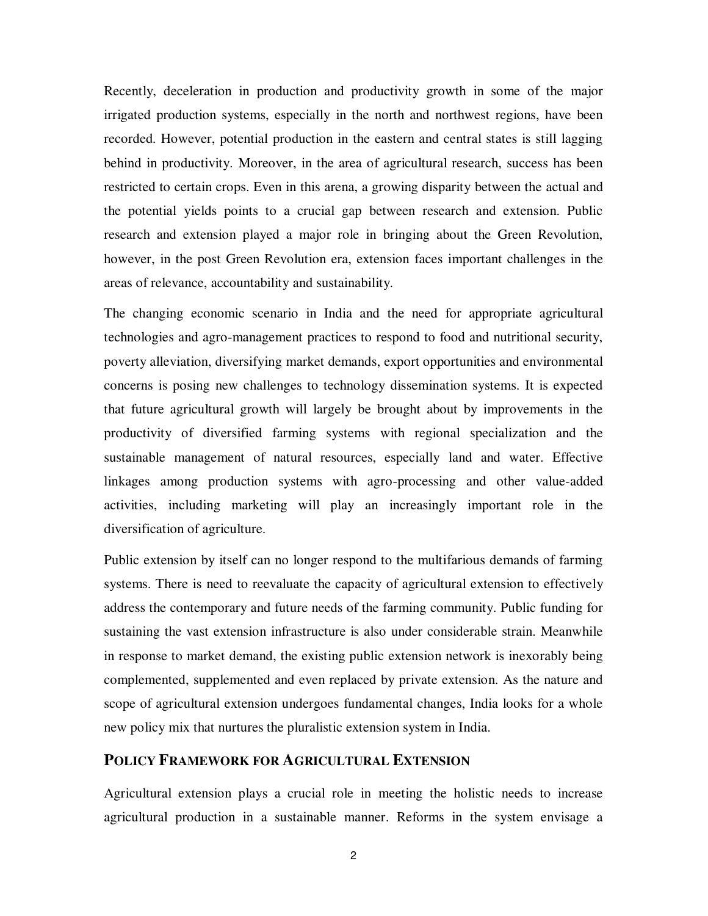Recently, deceleration in production and productivity growth in some of the major irrigated production systems, especially in the north and northwest regions, have been recorded. However, potential production in the eastern and central states is still lagging behind in productivity. Moreover, in the area of agricultural research, success has been restricted to certain crops. Even in this arena, a growing disparity between the actual and the potential yields points to a crucial gap between research and extension. Public research and extension played a major role in bringing about the Green Revolution, however, in the post Green Revolution era, extension faces important challenges in the areas of relevance, accountability and sustainability.

The changing economic scenario in India and the need for appropriate agricultural technologies and agro-management practices to respond to food and nutritional security, poverty alleviation, diversifying market demands, export opportunities and environmental concerns is posing new challenges to technology dissemination systems. It is expected that future agricultural growth will largely be brought about by improvements in the productivity of diversified farming systems with regional specialization and the sustainable management of natural resources, especially land and water. Effective linkages among production systems with agro-processing and other value-added activities, including marketing will play an increasingly important role in the diversification of agriculture.

Public extension by itself can no longer respond to the multifarious demands of farming systems. There is need to reevaluate the capacity of agricultural extension to effectively address the contemporary and future needs of the farming community. Public funding for sustaining the vast extension infrastructure is also under considerable strain. Meanwhile in response to market demand, the existing public extension network is inexorably being complemented, supplemented and even replaced by private extension. As the nature and scope of agricultural extension undergoes fundamental changes, India looks for a whole new policy mix that nurtures the pluralistic extension system in India.

## POLICY FRAMEWORK FOR AGRICULTURAL EXTENSION

Agricultural extension plays a crucial role in meeting the holistic needs to increase agricultural production in a sustainable manner. Reforms in the system envisage a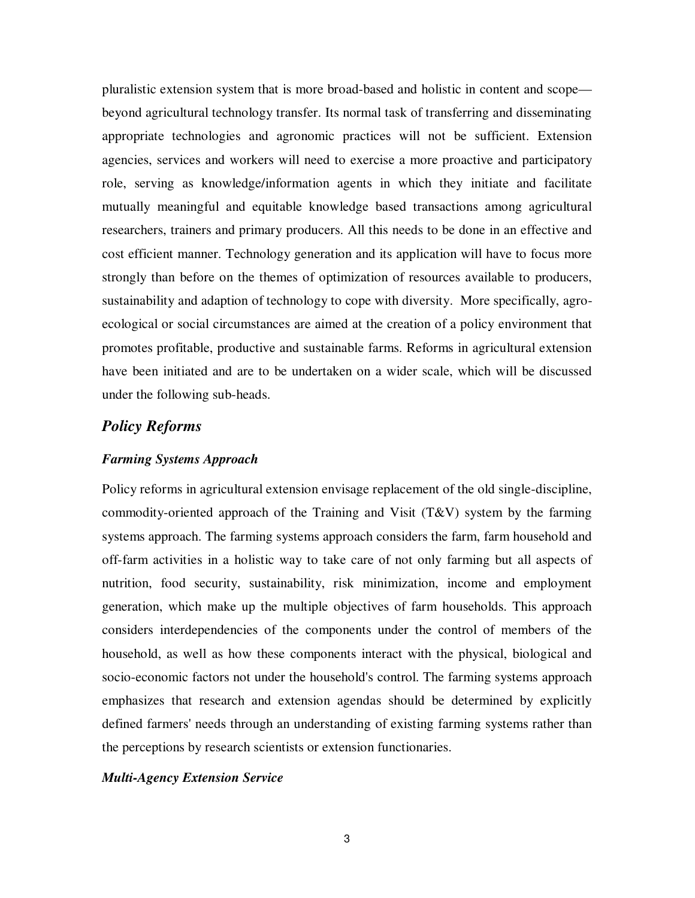pluralistic extension system that is more broad-based and holistic in content and scope—beyond agricultural technology transfer. Its normal task of transferring and disseminating appropriate technologies and agronomic practices will not be sufficient. Extension agencies, services and workers will need to exercise a more proactive and participatory role, serving as knowledge/information agents in which they initiate and facilitate mutually meaningful and equitable knowledge based transactions among agricultural researchers, trainers and primary producers. All this needs to be done in an effective and cost efficient manner. Technology generation and its application will have to focus more strongly than before on the themes of optimization of resources available to producers, sustainability and adaption of technology to cope with diversity. More specifically, agro-ecological or social circumstances are aimed at the creation of a policy environment that promotes profitable, productive and sustainable farms. Reforms in agricultural extension have been initiated and are to be undertaken on a wider scale, which will be discussed under the following sub-heads.

## *Policy Reforms*

### *Farming Systems Approach*

Policy reforms in agricultural extension envisage replacement of the old single-discipline, commodity-oriented approach of the Training and Visit (T&V) system by the farming systems approach. The farming systems approach considers the farm, farm household and off-farm activities in a holistic way to take care of not only farming but all aspects of nutrition, food security, sustainability, risk minimization, income and employment generation, which make up the multiple objectives of farm households. This approach considers interdependencies of the components under the control of members of the household, as well as how these components interact with the physical, biological and socio-economic factors not under the household's control. The farming systems approach emphasizes that research and extension agendas should be determined by explicitly defined farmers' needs through an understanding of existing farming systems rather than the perceptions by research scientists or extension functionaries.

### *Multi-Agency Extension Service*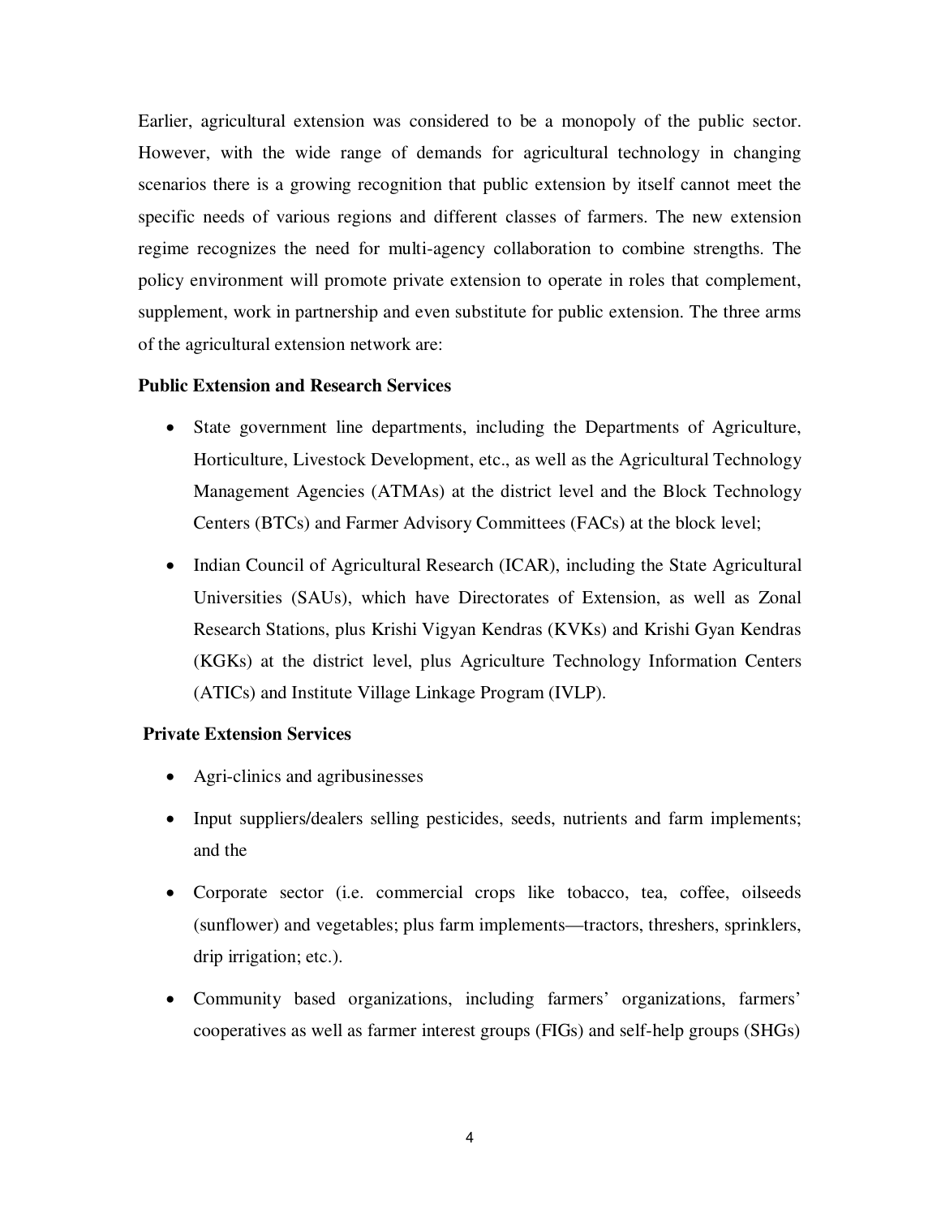Earlier, agricultural extension was considered to be a monopoly of the public sector. However, with the wide range of demands for agricultural technology in changing scenarios there is a growing recognition that public extension by itself cannot meet the specific needs of various regions and different classes of farmers. The new extension regime recognizes the need for multi-agency collaboration to combine strengths. The policy environment will promote private extension to operate in roles that complement, supplement, work in partnership and even substitute for public extension. The three arms of the agricultural extension network are:

**Public Extension and Research Services**

- State government line departments, including the Departments of Agriculture, Horticulture, Livestock Development, etc., as well as the Agricultural Technology Management Agencies (ATMAs) at the district level and the Block Technology Centers (BTCs) and Farmer Advisory Committees (FACs) at the block level;
- Indian Council of Agricultural Research (ICAR), including the State Agricultural Universities (SAUs), which have Directorates of Extension, as well as Zonal Research Stations, plus Krishi Vigyan Kendras (KVKs) and Krishi Gyan Kendras (KGKs) at the district level, plus Agriculture Technology Information Centers (ATICs) and Institute Village Linkage Program (IVLP).

**Private Extension Services**

- Agri-clinics and agribusinesses
- Input suppliers/dealers selling pesticides, seeds, nutrients and farm implements; and the
- Corporate sector (i.e. commercial crops like tobacco, tea, coffee, oilseeds (sunflower) and vegetables; plus farm implements—tractors, threshers, sprinklers, drip irrigation; etc.).
- Community based organizations, including farmers' organizations, farmers' cooperatives as well as farmer interest groups (FIGs) and self-help groups (SHGs)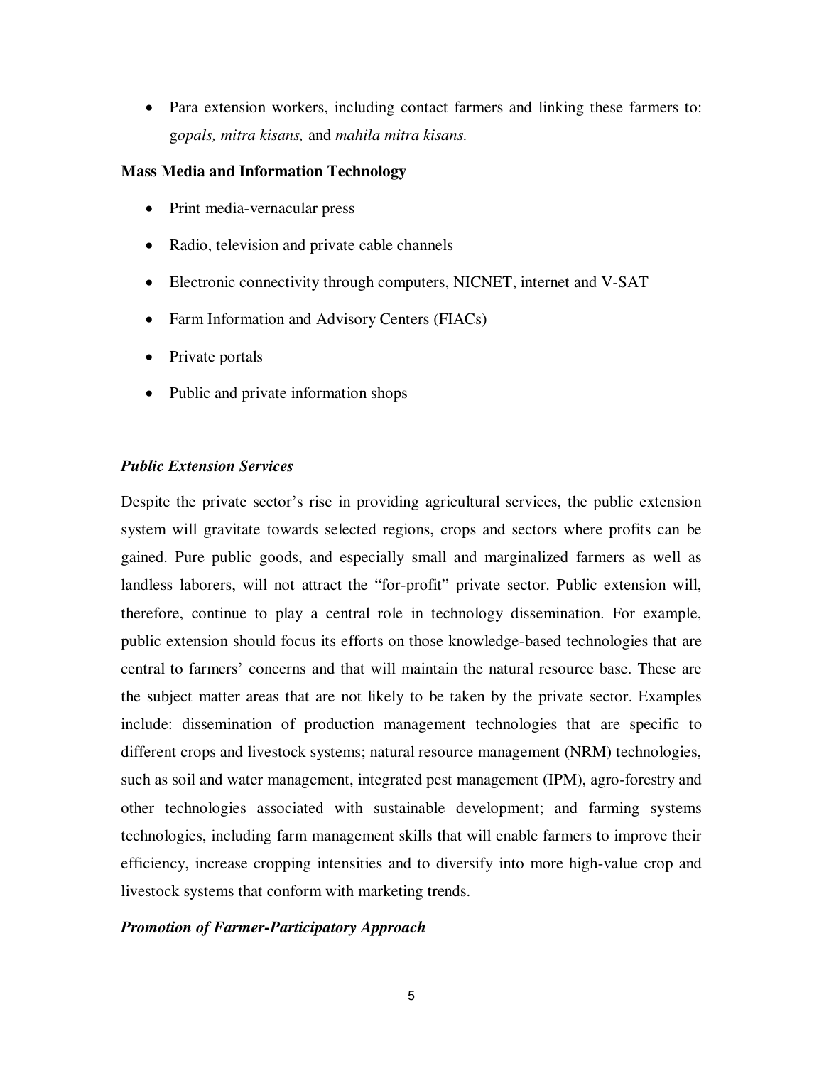- Para extension workers, including contact farmers and linking these farmers to: *gopals, mitra kisans,* and *mahila mitra kisans.*

**Mass Media and Information Technology**

- Print media-vernacular press
- Radio, television and private cable channels
- Electronic connectivity through computers, NICNET, internet and V-SAT
- Farm Information and Advisory Centers (FIACs)
- Private portals
- Public and private information shops

***Public Extension Services***

Despite the private sector's rise in providing agricultural services, the public extension system will gravitate towards selected regions, crops and sectors where profits can be gained. Pure public goods, and especially small and marginalized farmers as well as landless laborers, will not attract the "for-profit" private sector. Public extension will, therefore, continue to play a central role in technology dissemination. For example, public extension should focus its efforts on those knowledge-based technologies that are central to farmers' concerns and that will maintain the natural resource base. These are the subject matter areas that are not likely to be taken by the private sector. Examples include: dissemination of production management technologies that are specific to different crops and livestock systems; natural resource management (NRM) technologies, such as soil and water management, integrated pest management (IPM), agro-forestry and other technologies associated with sustainable development; and farming systems technologies, including farm management skills that will enable farmers to improve their efficiency, increase cropping intensities and to diversify into more high-value crop and livestock systems that conform with marketing trends.

***Promotion of Farmer-Participatory Approach***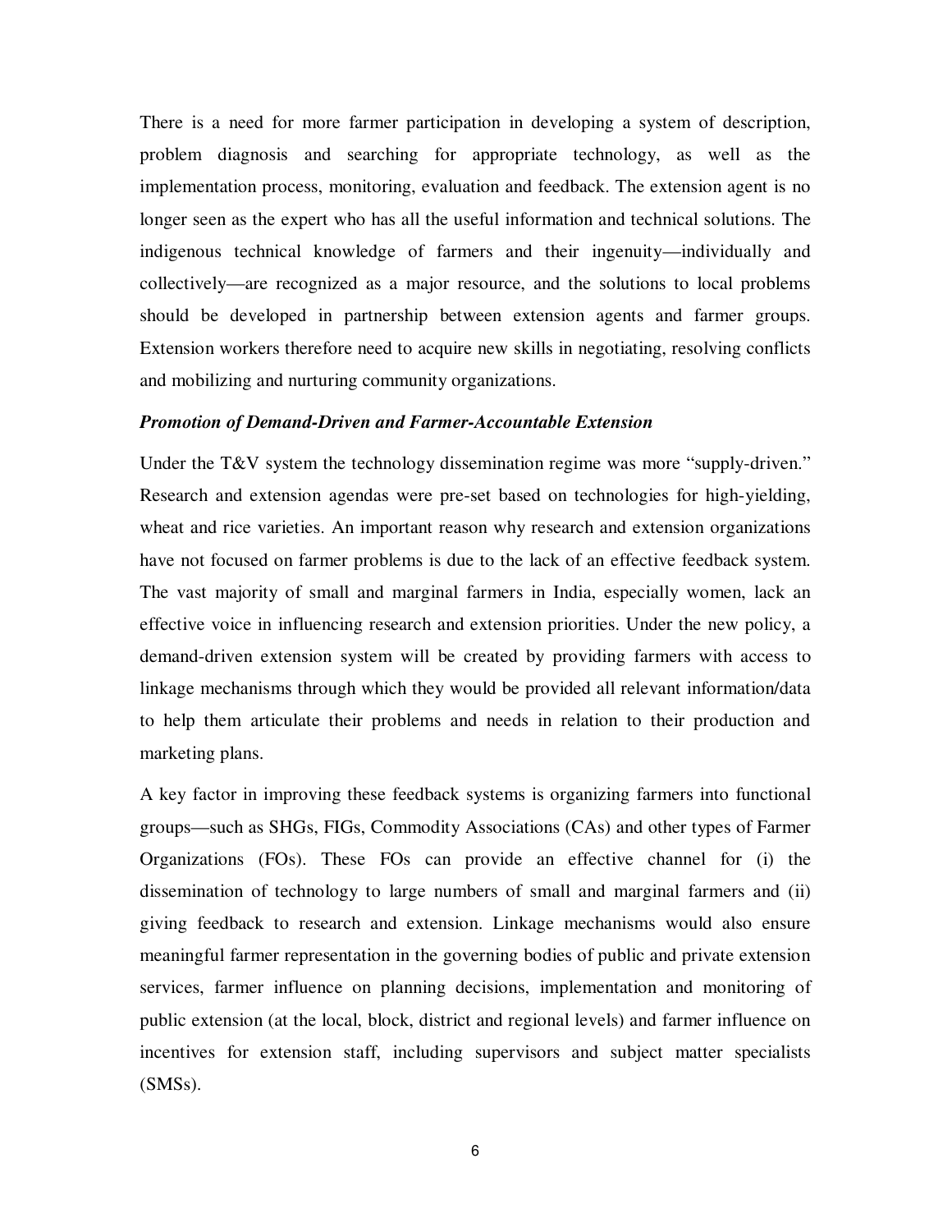There is a need for more farmer participation in developing a system of description, problem diagnosis and searching for appropriate technology, as well as the implementation process, monitoring, evaluation and feedback. The extension agent is no longer seen as the expert who has all the useful information and technical solutions. The indigenous technical knowledge of farmers and their ingenuity—individually and collectively—are recognized as a major resource, and the solutions to local problems should be developed in partnership between extension agents and farmer groups. Extension workers therefore need to acquire new skills in negotiating, resolving conflicts and mobilizing and nurturing community organizations.

***Promotion of Demand-Driven and Farmer-Accountable Extension***

Under the T&V system the technology dissemination regime was more "supply-driven." Research and extension agendas were pre-set based on technologies for high-yielding, wheat and rice varieties. An important reason why research and extension organizations have not focused on farmer problems is due to the lack of an effective feedback system. The vast majority of small and marginal farmers in India, especially women, lack an effective voice in influencing research and extension priorities. Under the new policy, a demand-driven extension system will be created by providing farmers with access to linkage mechanisms through which they would be provided all relevant information/data to help them articulate their problems and needs in relation to their production and marketing plans.

A key factor in improving these feedback systems is organizing farmers into functional groups—such as SHGs, FIGs, Commodity Associations (CAs) and other types of Farmer Organizations (FOs). These FOs can provide an effective channel for (i) the dissemination of technology to large numbers of small and marginal farmers and (ii) giving feedback to research and extension. Linkage mechanisms would also ensure meaningful farmer representation in the governing bodies of public and private extension services, farmer influence on planning decisions, implementation and monitoring of public extension (at the local, block, district and regional levels) and farmer influence on incentives for extension staff, including supervisors and subject matter specialists (SMSs).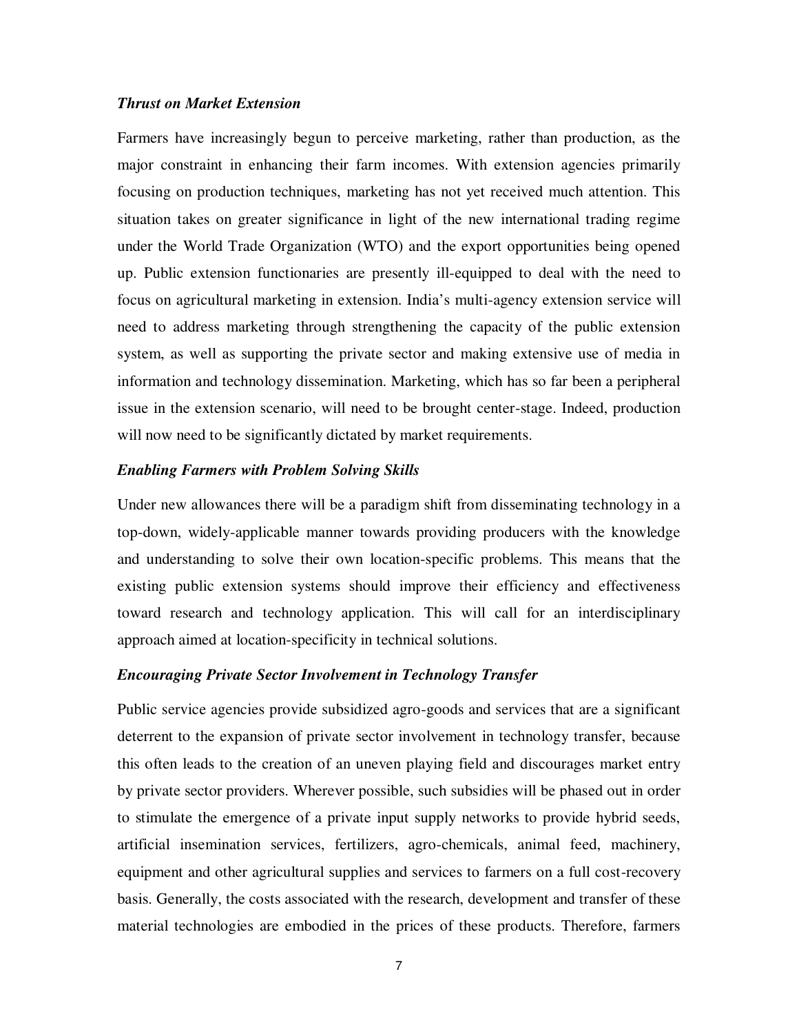***Thrust on Market Extension***

Farmers have increasingly begun to perceive marketing, rather than production, as the major constraint in enhancing their farm incomes. With extension agencies primarily focusing on production techniques, marketing has not yet received much attention. This situation takes on greater significance in light of the new international trading regime under the World Trade Organization (WTO) and the export opportunities being opened up. Public extension functionaries are presently ill-equipped to deal with the need to focus on agricultural marketing in extension. India's multi-agency extension service will need to address marketing through strengthening the capacity of the public extension system, as well as supporting the private sector and making extensive use of media in information and technology dissemination. Marketing, which has so far been a peripheral issue in the extension scenario, will need to be brought center-stage. Indeed, production will now need to be significantly dictated by market requirements.

***Enabling Farmers with Problem Solving Skills***

Under new allowances there will be a paradigm shift from disseminating technology in a top-down, widely-applicable manner towards providing producers with the knowledge and understanding to solve their own location-specific problems. This means that the existing public extension systems should improve their efficiency and effectiveness toward research and technology application. This will call for an interdisciplinary approach aimed at location-specificity in technical solutions.

***Encouraging Private Sector Involvement in Technology Transfer***

Public service agencies provide subsidized agro-goods and services that are a significant deterrent to the expansion of private sector involvement in technology transfer, because this often leads to the creation of an uneven playing field and discourages market entry by private sector providers. Wherever possible, such subsidies will be phased out in order to stimulate the emergence of a private input supply networks to provide hybrid seeds, artificial insemination services, fertilizers, agro-chemicals, animal feed, machinery, equipment and other agricultural supplies and services to farmers on a full cost-recovery basis. Generally, the costs associated with the research, development and transfer of these material technologies are embodied in the prices of these products. Therefore, farmers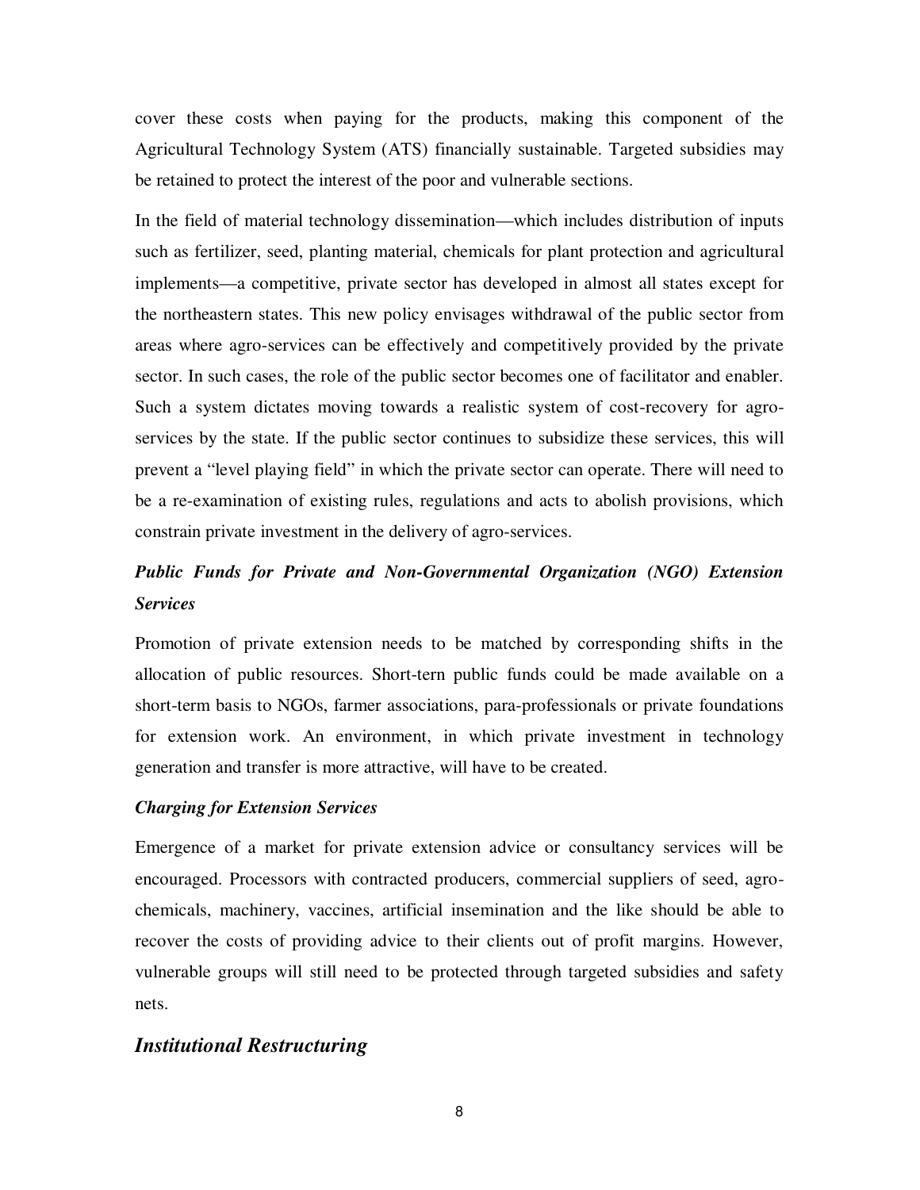cover these costs when paying for the products, making this component of the Agricultural Technology System (ATS) financially sustainable. Targeted subsidies may be retained to protect the interest of the poor and vulnerable sections.

In the field of material technology dissemination—which includes distribution of inputs such as fertilizer, seed, planting material, chemicals for plant protection and agricultural implements—a competitive, private sector has developed in almost all states except for the northeastern states. This new policy envisages withdrawal of the public sector from areas where agro-services can be effectively and competitively provided by the private sector. In such cases, the role of the public sector becomes one of facilitator and enabler. Such a system dictates moving towards a realistic system of cost-recovery for agro-services by the state. If the public sector continues to subsidize these services, this will prevent a "level playing field" in which the private sector can operate. There will need to be a re-examination of existing rules, regulations and acts to abolish provisions, which constrain private investment in the delivery of agro-services.

### *Public Funds for Private and Non-Governmental Organization (NGO) Extension Services*

Promotion of private extension needs to be matched by corresponding shifts in the allocation of public resources. Short-tern public funds could be made available on a short-term basis to NGOs, farmer associations, para-professionals or private foundations for extension work. An environment, in which private investment in technology generation and transfer is more attractive, will have to be created.

### *Charging for Extension Services*

Emergence of a market for private extension advice or consultancy services will be encouraged. Processors with contracted producers, commercial suppliers of seed, agro-chemicals, machinery, vaccines, artificial insemination and the like should be able to recover the costs of providing advice to their clients out of profit margins. However, vulnerable groups will still need to be protected through targeted subsidies and safety nets.

## *Institutional Restructuring*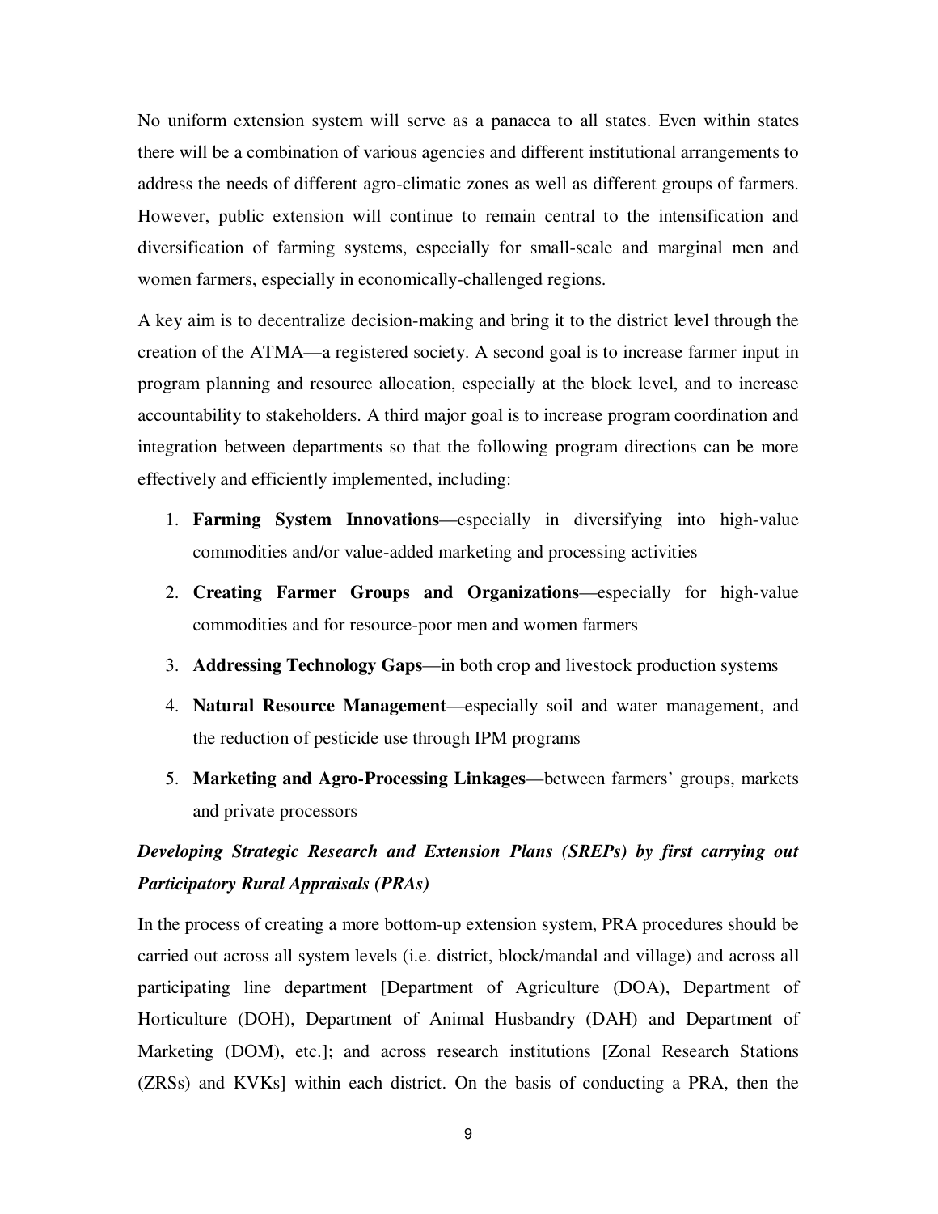No uniform extension system will serve as a panacea to all states. Even within states there will be a combination of various agencies and different institutional arrangements to address the needs of different agro-climatic zones as well as different groups of farmers. However, public extension will continue to remain central to the intensification and diversification of farming systems, especially for small-scale and marginal men and women farmers, especially in economically-challenged regions.

A key aim is to decentralize decision-making and bring it to the district level through the creation of the ATMA—a registered society. A second goal is to increase farmer input in program planning and resource allocation, especially at the block level, and to increase accountability to stakeholders. A third major goal is to increase program coordination and integration between departments so that the following program directions can be more effectively and efficiently implemented, including:

1. **Farming System Innovations**—especially in diversifying into high-value commodities and/or value-added marketing and processing activities
2. **Creating Farmer Groups and Organizations**—especially for high-value commodities and for resource-poor men and women farmers
3. **Addressing Technology Gaps**—in both crop and livestock production systems
4. **Natural Resource Management**—especially soil and water management, and the reduction of pesticide use through IPM programs
5. **Marketing and Agro-Processing Linkages**—between farmers' groups, markets and private processors

***Developing Strategic Research and Extension Plans (SREPs) by first carrying out Participatory Rural Appraisals (PRAs)***

In the process of creating a more bottom-up extension system, PRA procedures should be carried out across all system levels (i.e. district, block/mandal and village) and across all participating line department [Department of Agriculture (DOA), Department of Horticulture (DOH), Department of Animal Husbandry (DAH) and Department of Marketing (DOM), etc.]; and across research institutions [Zonal Research Stations (ZRSs) and KVKs] within each district. On the basis of conducting a PRA, then the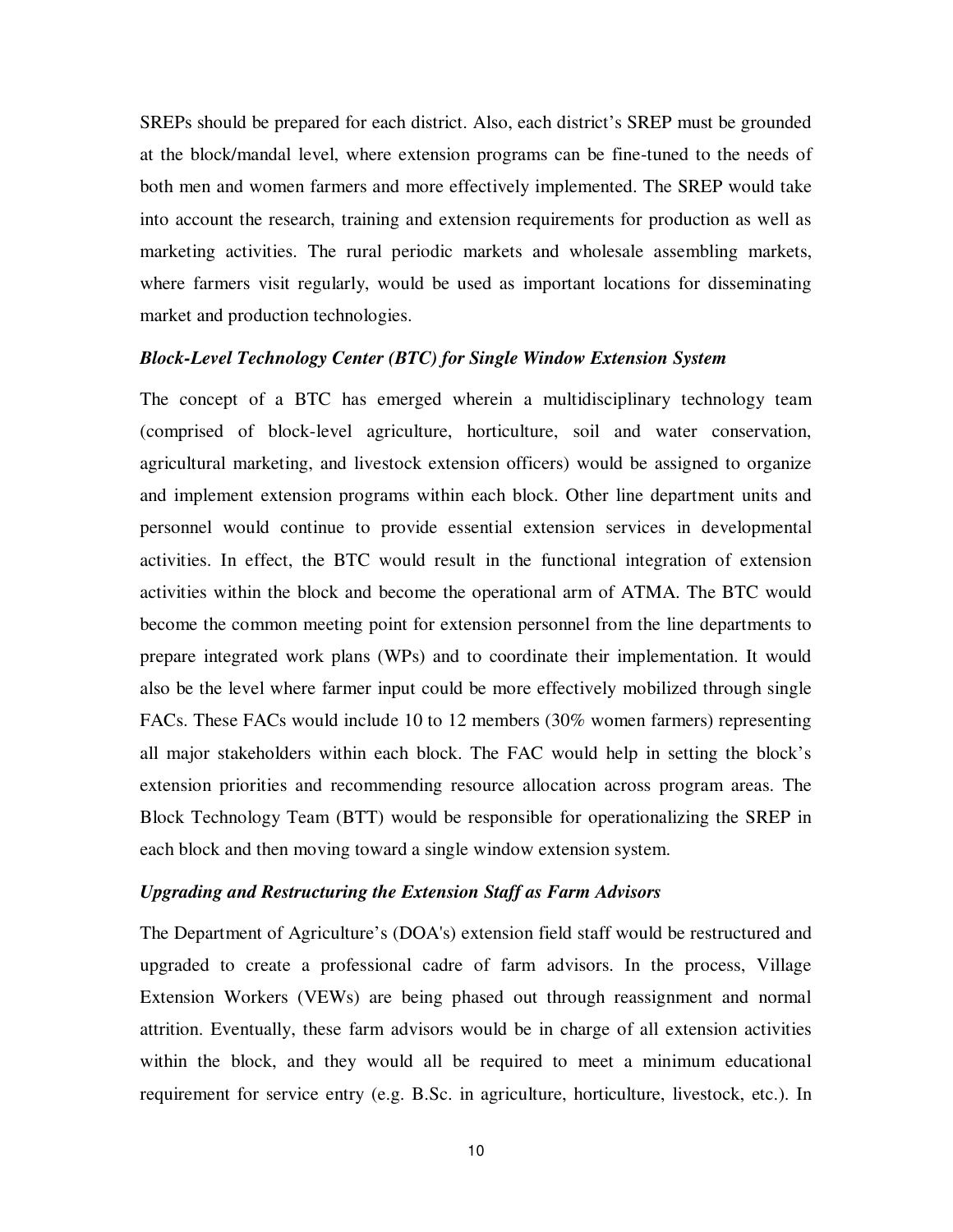SREPs should be prepared for each district. Also, each district's SREP must be grounded at the block/mandal level, where extension programs can be fine-tuned to the needs of both men and women farmers and more effectively implemented. The SREP would take into account the research, training and extension requirements for production as well as marketing activities. The rural periodic markets and wholesale assembling markets, where farmers visit regularly, would be used as important locations for disseminating market and production technologies.

***Block-Level Technology Center (BTC) for Single Window Extension System***

The concept of a BTC has emerged wherein a multidisciplinary technology team (comprised of block-level agriculture, horticulture, soil and water conservation, agricultural marketing, and livestock extension officers) would be assigned to organize and implement extension programs within each block. Other line department units and personnel would continue to provide essential extension services in developmental activities. In effect, the BTC would result in the functional integration of extension activities within the block and become the operational arm of ATMA. The BTC would become the common meeting point for extension personnel from the line departments to prepare integrated work plans (WPs) and to coordinate their implementation. It would also be the level where farmer input could be more effectively mobilized through single FACs. These FACs would include 10 to 12 members (30% women farmers) representing all major stakeholders within each block. The FAC would help in setting the block's extension priorities and recommending resource allocation across program areas. The Block Technology Team (BTT) would be responsible for operationalizing the SREP in each block and then moving toward a single window extension system.

***Upgrading and Restructuring the Extension Staff as Farm Advisors***

The Department of Agriculture's (DOA's) extension field staff would be restructured and upgraded to create a professional cadre of farm advisors. In the process, Village Extension Workers (VEWs) are being phased out through reassignment and normal attrition. Eventually, these farm advisors would be in charge of all extension activities within the block, and they would all be required to meet a minimum educational requirement for service entry (e.g. B.Sc. in agriculture, horticulture, livestock, etc.). In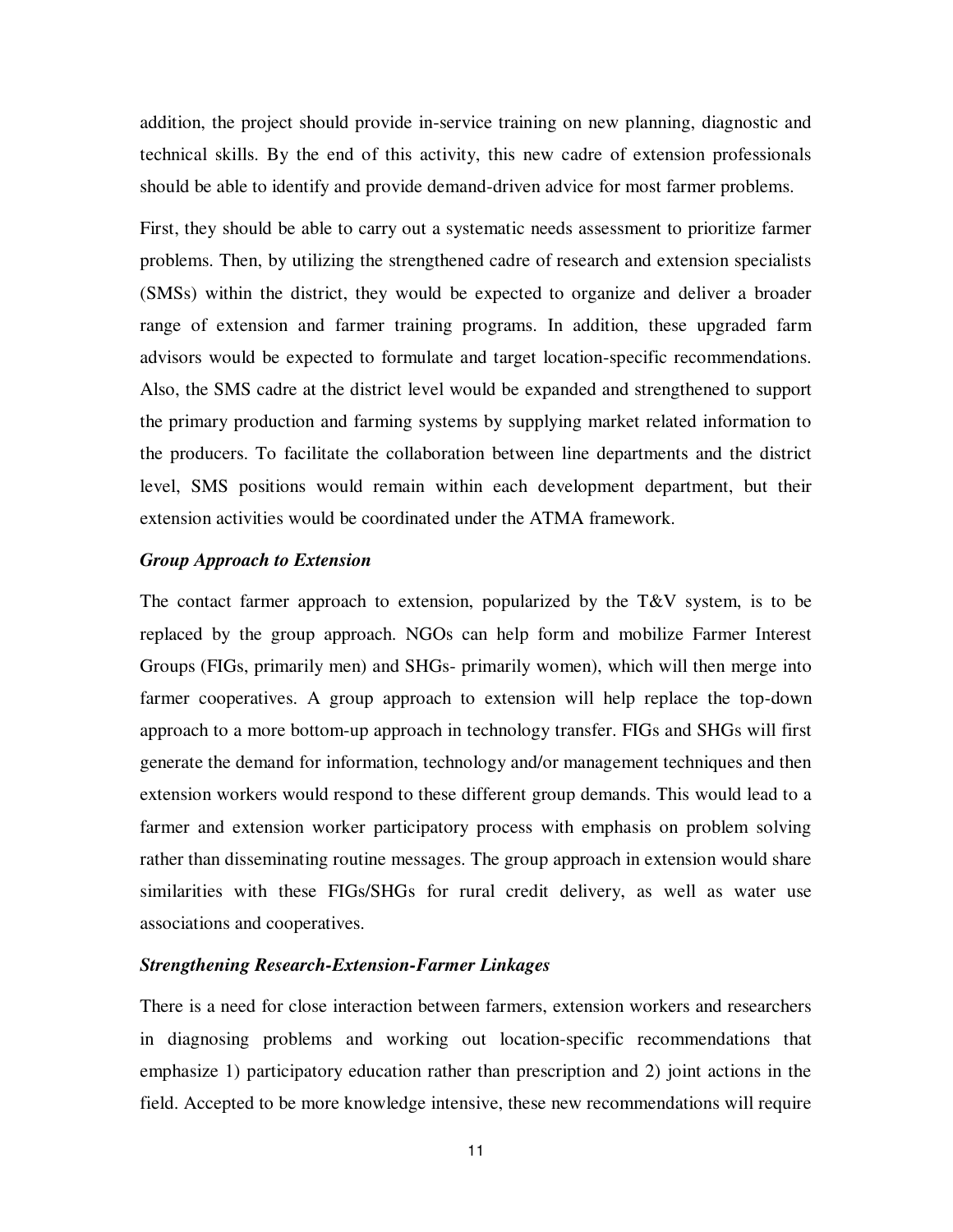addition, the project should provide in-service training on new planning, diagnostic and technical skills. By the end of this activity, this new cadre of extension professionals should be able to identify and provide demand-driven advice for most farmer problems.

First, they should be able to carry out a systematic needs assessment to prioritize farmer problems. Then, by utilizing the strengthened cadre of research and extension specialists (SMSs) within the district, they would be expected to organize and deliver a broader range of extension and farmer training programs. In addition, these upgraded farm advisors would be expected to formulate and target location-specific recommendations. Also, the SMS cadre at the district level would be expanded and strengthened to support the primary production and farming systems by supplying market related information to the producers. To facilitate the collaboration between line departments and the district level, SMS positions would remain within each development department, but their extension activities would be coordinated under the ATMA framework.

***Group Approach to Extension***

The contact farmer approach to extension, popularized by the T&V system, is to be replaced by the group approach. NGOs can help form and mobilize Farmer Interest Groups (FIGs, primarily men) and SHGs- primarily women), which will then merge into farmer cooperatives. A group approach to extension will help replace the top-down approach to a more bottom-up approach in technology transfer. FIGs and SHGs will first generate the demand for information, technology and/or management techniques and then extension workers would respond to these different group demands. This would lead to a farmer and extension worker participatory process with emphasis on problem solving rather than disseminating routine messages. The group approach in extension would share similarities with these FIGs/SHGs for rural credit delivery, as well as water use associations and cooperatives.

***Strengthening Research-Extension-Farmer Linkages***

There is a need for close interaction between farmers, extension workers and researchers in diagnosing problems and working out location-specific recommendations that emphasize 1) participatory education rather than prescription and 2) joint actions in the field. Accepted to be more knowledge intensive, these new recommendations will require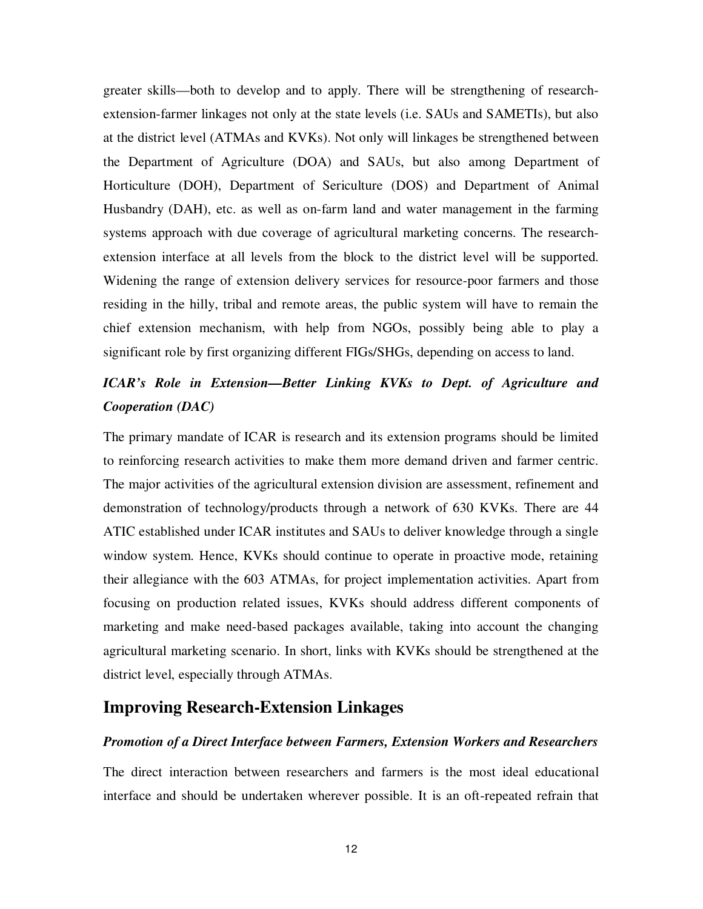greater skills—both to develop and to apply. There will be strengthening of research-extension-farmer linkages not only at the state levels (i.e. SAUs and SAMETIs), but also at the district level (ATMAs and KVKs). Not only will linkages be strengthened between the Department of Agriculture (DOA) and SAUs, but also among Department of Horticulture (DOH), Department of Sericulture (DOS) and Department of Animal Husbandry (DAH), etc. as well as on-farm land and water management in the farming systems approach with due coverage of agricultural marketing concerns. The research-extension interface at all levels from the block to the district level will be supported. Widening the range of extension delivery services for resource-poor farmers and those residing in the hilly, tribal and remote areas, the public system will have to remain the chief extension mechanism, with help from NGOs, possibly being able to play a significant role by first organizing different FIGs/SHGs, depending on access to land.

### *ICAR's Role in Extension—Better Linking KVKs to Dept. of Agriculture and Cooperation (DAC)*

The primary mandate of ICAR is research and its extension programs should be limited to reinforcing research activities to make them more demand driven and farmer centric. The major activities of the agricultural extension division are assessment, refinement and demonstration of technology/products through a network of 630 KVKs. There are 44 ATIC established under ICAR institutes and SAUs to deliver knowledge through a single window system. Hence, KVKs should continue to operate in proactive mode, retaining their allegiance with the 603 ATMAs, for project implementation activities. Apart from focusing on production related issues, KVKs should address different components of marketing and make need-based packages available, taking into account the changing agricultural marketing scenario. In short, links with KVKs should be strengthened at the district level, especially through ATMAs.

## Improving Research-Extension Linkages

### *Promotion of a Direct Interface between Farmers, Extension Workers and Researchers*

The direct interaction between researchers and farmers is the most ideal educational interface and should be undertaken wherever possible. It is an oft-repeated refrain that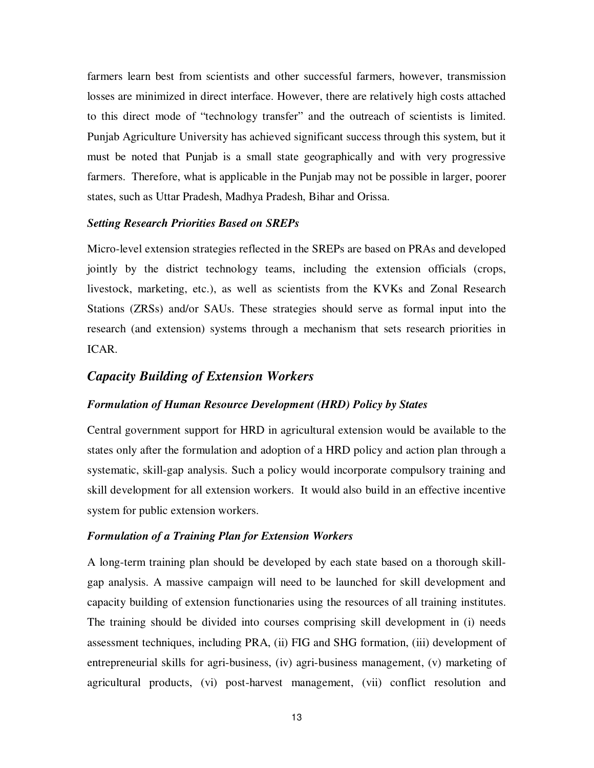farmers learn best from scientists and other successful farmers, however, transmission losses are minimized in direct interface. However, there are relatively high costs attached to this direct mode of "technology transfer" and the outreach of scientists is limited. Punjab Agriculture University has achieved significant success through this system, but it must be noted that Punjab is a small state geographically and with very progressive farmers. Therefore, what is applicable in the Punjab may not be possible in larger, poorer states, such as Uttar Pradesh, Madhya Pradesh, Bihar and Orissa.

#### *Setting Research Priorities Based on SREPs*

Micro-level extension strategies reflected in the SREPs are based on PRAs and developed jointly by the district technology teams, including the extension officials (crops, livestock, marketing, etc.), as well as scientists from the KVKs and Zonal Research Stations (ZRSs) and/or SAUs. These strategies should serve as formal input into the research (and extension) systems through a mechanism that sets research priorities in ICAR.

### *Capacity Building of Extension Workers*

#### *Formulation of Human Resource Development (HRD) Policy by States*

Central government support for HRD in agricultural extension would be available to the states only after the formulation and adoption of a HRD policy and action plan through a systematic, skill-gap analysis. Such a policy would incorporate compulsory training and skill development for all extension workers. It would also build in an effective incentive system for public extension workers.

#### *Formulation of a Training Plan for Extension Workers*

A long-term training plan should be developed by each state based on a thorough skill-gap analysis. A massive campaign will need to be launched for skill development and capacity building of extension functionaries using the resources of all training institutes. The training should be divided into courses comprising skill development in (i) needs assessment techniques, including PRA, (ii) FIG and SHG formation, (iii) development of entrepreneurial skills for agri-business, (iv) agri-business management, (v) marketing of agricultural products, (vi) post-harvest management, (vii) conflict resolution and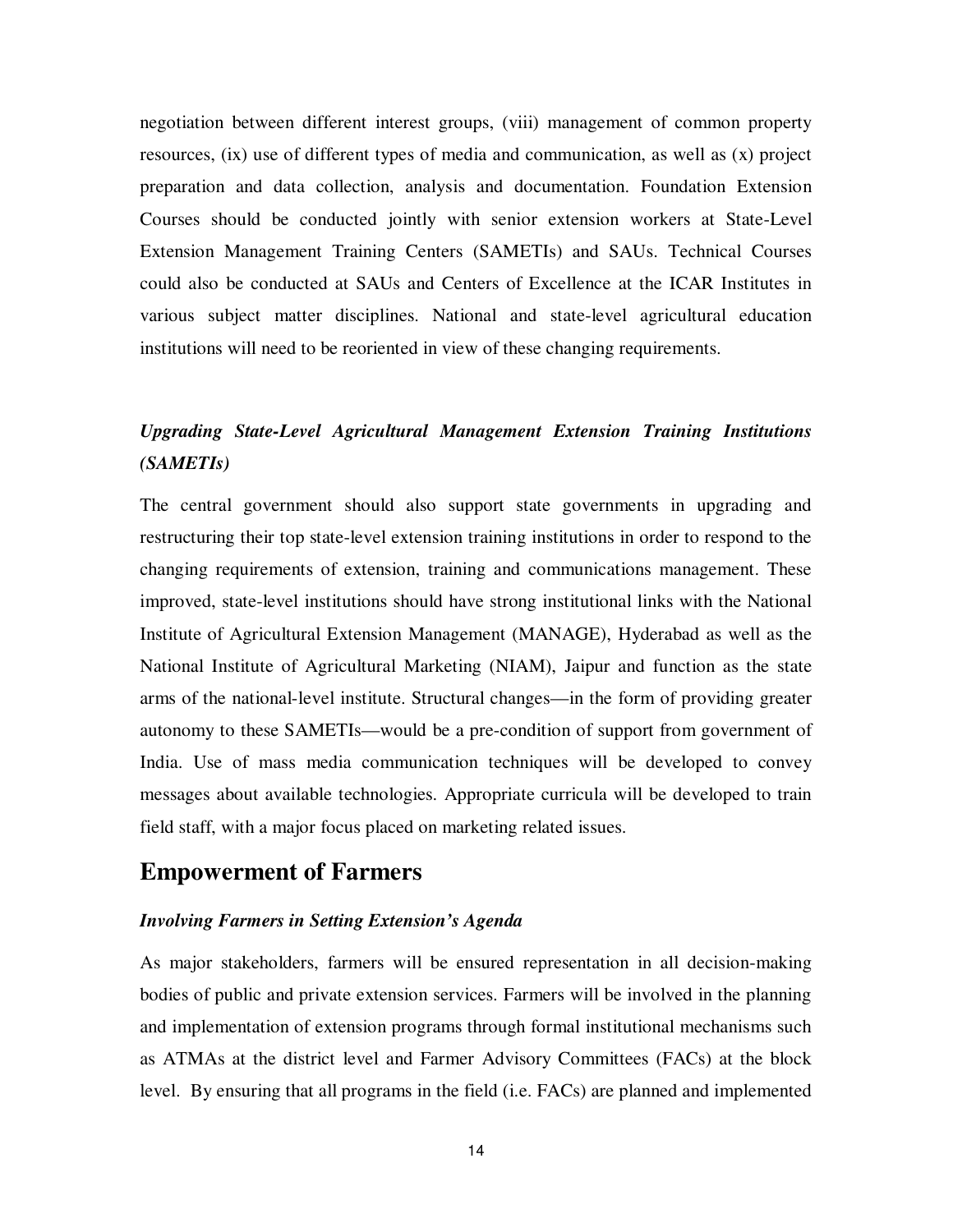negotiation between different interest groups, (viii) management of common property resources, (ix) use of different types of media and communication, as well as (x) project preparation and data collection, analysis and documentation. Foundation Extension Courses should be conducted jointly with senior extension workers at State-Level Extension Management Training Centers (SAMETIs) and SAUs. Technical Courses could also be conducted at SAUs and Centers of Excellence at the ICAR Institutes in various subject matter disciplines. National and state-level agricultural education institutions will need to be reoriented in view of these changing requirements.

### *Upgrading State-Level Agricultural Management Extension Training Institutions (SAMETIs)*

The central government should also support state governments in upgrading and restructuring their top state-level extension training institutions in order to respond to the changing requirements of extension, training and communications management. These improved, state-level institutions should have strong institutional links with the National Institute of Agricultural Extension Management (MANAGE), Hyderabad as well as the National Institute of Agricultural Marketing (NIAM), Jaipur and function as the state arms of the national-level institute. Structural changes—in the form of providing greater autonomy to these SAMETIs—would be a pre-condition of support from government of India. Use of mass media communication techniques will be developed to convey messages about available technologies. Appropriate curricula will be developed to train field staff, with a major focus placed on marketing related issues.

## Empowerment of Farmers

### *Involving Farmers in Setting Extension's Agenda*

As major stakeholders, farmers will be ensured representation in all decision-making bodies of public and private extension services. Farmers will be involved in the planning and implementation of extension programs through formal institutional mechanisms such as ATMAs at the district level and Farmer Advisory Committees (FACs) at the block level. By ensuring that all programs in the field (i.e. FACs) are planned and implemented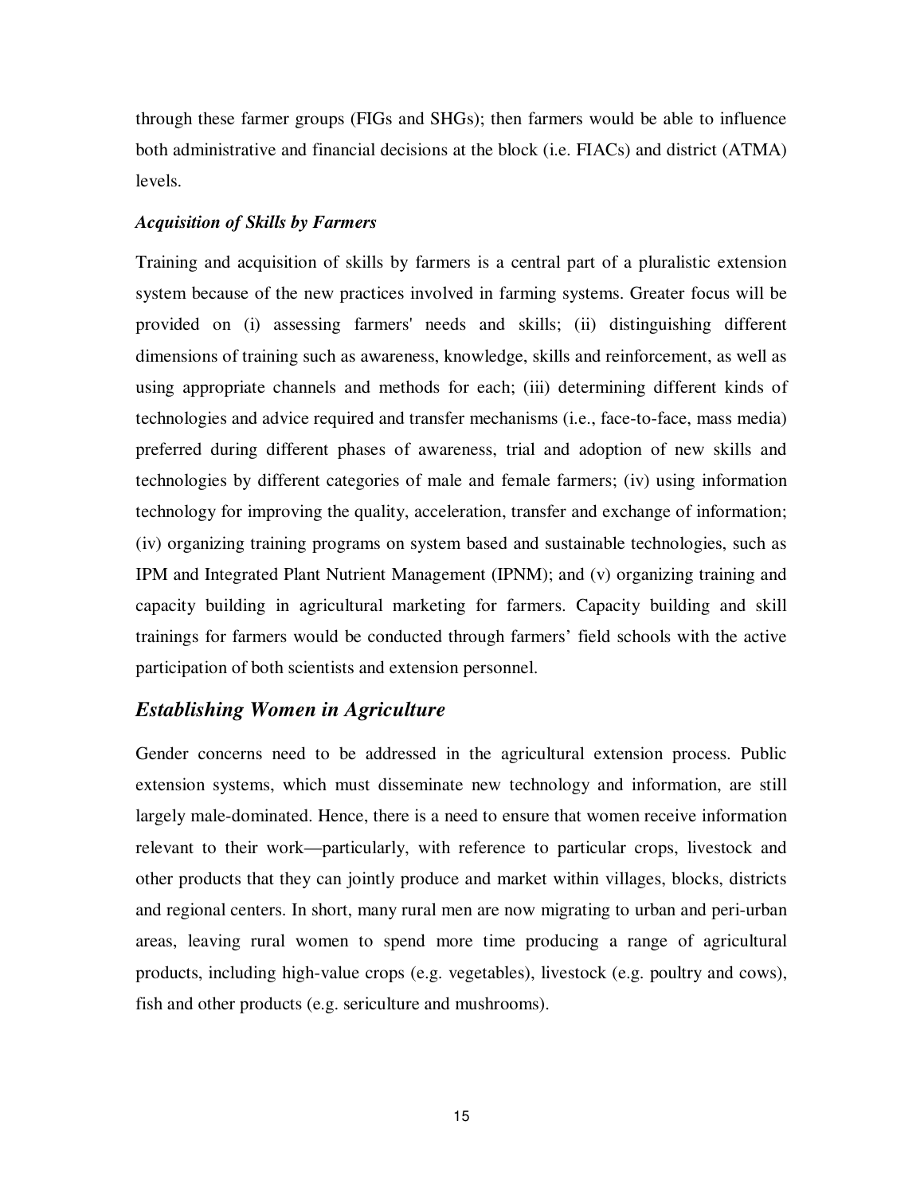through these farmer groups (FIGs and SHGs); then farmers would be able to influence both administrative and financial decisions at the block (i.e. FIACs) and district (ATMA) levels.

***Acquisition of Skills by Farmers***

Training and acquisition of skills by farmers is a central part of a pluralistic extension system because of the new practices involved in farming systems. Greater focus will be provided on (i) assessing farmers' needs and skills; (ii) distinguishing different dimensions of training such as awareness, knowledge, skills and reinforcement, as well as using appropriate channels and methods for each; (iii) determining different kinds of technologies and advice required and transfer mechanisms (i.e., face-to-face, mass media) preferred during different phases of awareness, trial and adoption of new skills and technologies by different categories of male and female farmers; (iv) using information technology for improving the quality, acceleration, transfer and exchange of information; (iv) organizing training programs on system based and sustainable technologies, such as IPM and Integrated Plant Nutrient Management (IPNM); and (v) organizing training and capacity building in agricultural marketing for farmers. Capacity building and skill trainings for farmers would be conducted through farmers' field schools with the active participation of both scientists and extension personnel.

## *Establishing Women in Agriculture*

Gender concerns need to be addressed in the agricultural extension process. Public extension systems, which must disseminate new technology and information, are still largely male-dominated. Hence, there is a need to ensure that women receive information relevant to their work—particularly, with reference to particular crops, livestock and other products that they can jointly produce and market within villages, blocks, districts and regional centers. In short, many rural men are now migrating to urban and peri-urban areas, leaving rural women to spend more time producing a range of agricultural products, including high-value crops (e.g. vegetables), livestock (e.g. poultry and cows), fish and other products (e.g. sericulture and mushrooms).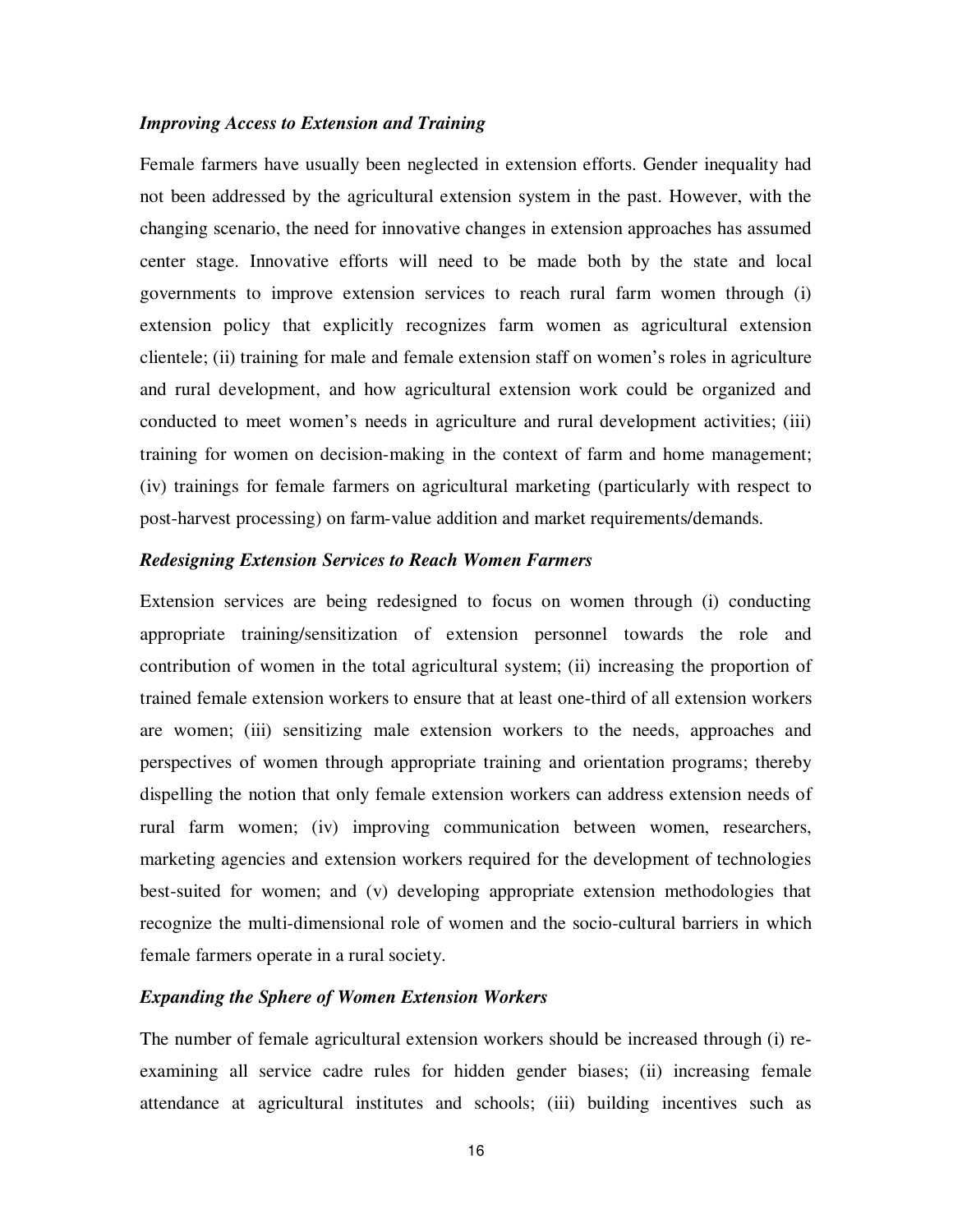***Improving Access to Extension and Training***

Female farmers have usually been neglected in extension efforts. Gender inequality had not been addressed by the agricultural extension system in the past. However, with the changing scenario, the need for innovative changes in extension approaches has assumed center stage. Innovative efforts will need to be made both by the state and local governments to improve extension services to reach rural farm women through (i) extension policy that explicitly recognizes farm women as agricultural extension clientele; (ii) training for male and female extension staff on women's roles in agriculture and rural development, and how agricultural extension work could be organized and conducted to meet women's needs in agriculture and rural development activities; (iii) training for women on decision-making in the context of farm and home management; (iv) trainings for female farmers on agricultural marketing (particularly with respect to post-harvest processing) on farm-value addition and market requirements/demands.

***Redesigning Extension Services to Reach Women Farmers***

Extension services are being redesigned to focus on women through (i) conducting appropriate training/sensitization of extension personnel towards the role and contribution of women in the total agricultural system; (ii) increasing the proportion of trained female extension workers to ensure that at least one-third of all extension workers are women; (iii) sensitizing male extension workers to the needs, approaches and perspectives of women through appropriate training and orientation programs; thereby dispelling the notion that only female extension workers can address extension needs of rural farm women; (iv) improving communication between women, researchers, marketing agencies and extension workers required for the development of technologies best-suited for women; and (v) developing appropriate extension methodologies that recognize the multi-dimensional role of women and the socio-cultural barriers in which female farmers operate in a rural society.

***Expanding the Sphere of Women Extension Workers***

The number of female agricultural extension workers should be increased through (i) re-examining all service cadre rules for hidden gender biases; (ii) increasing female attendance at agricultural institutes and schools; (iii) building incentives such as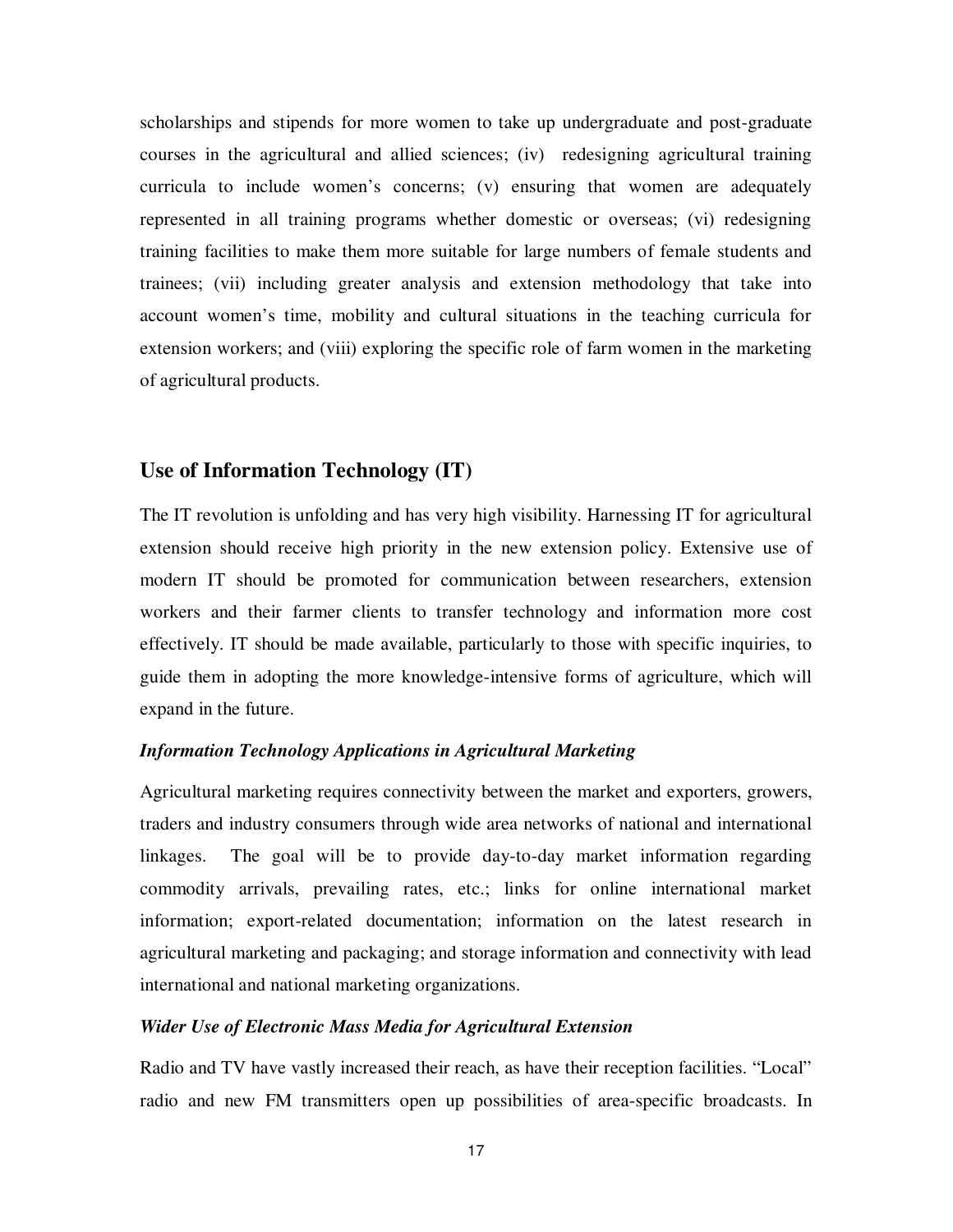scholarships and stipends for more women to take up undergraduate and post-graduate courses in the agricultural and allied sciences; (iv) redesigning agricultural training curricula to include women's concerns; (v) ensuring that women are adequately represented in all training programs whether domestic or overseas; (vi) redesigning training facilities to make them more suitable for large numbers of female students and trainees; (vii) including greater analysis and extension methodology that take into account women's time, mobility and cultural situations in the teaching curricula for extension workers; and (viii) exploring the specific role of farm women in the marketing of agricultural products.

## Use of Information Technology (IT)

The IT revolution is unfolding and has very high visibility. Harnessing IT for agricultural extension should receive high priority in the new extension policy. Extensive use of modern IT should be promoted for communication between researchers, extension workers and their farmer clients to transfer technology and information more cost effectively. IT should be made available, particularly to those with specific inquiries, to guide them in adopting the more knowledge-intensive forms of agriculture, which will expand in the future.

### *Information Technology Applications in Agricultural Marketing*

Agricultural marketing requires connectivity between the market and exporters, growers, traders and industry consumers through wide area networks of national and international linkages. The goal will be to provide day-to-day market information regarding commodity arrivals, prevailing rates, etc.; links for online international market information; export-related documentation; information on the latest research in agricultural marketing and packaging; and storage information and connectivity with lead international and national marketing organizations.

### *Wider Use of Electronic Mass Media for Agricultural Extension*

Radio and TV have vastly increased their reach, as have their reception facilities. "Local" radio and new FM transmitters open up possibilities of area-specific broadcasts. In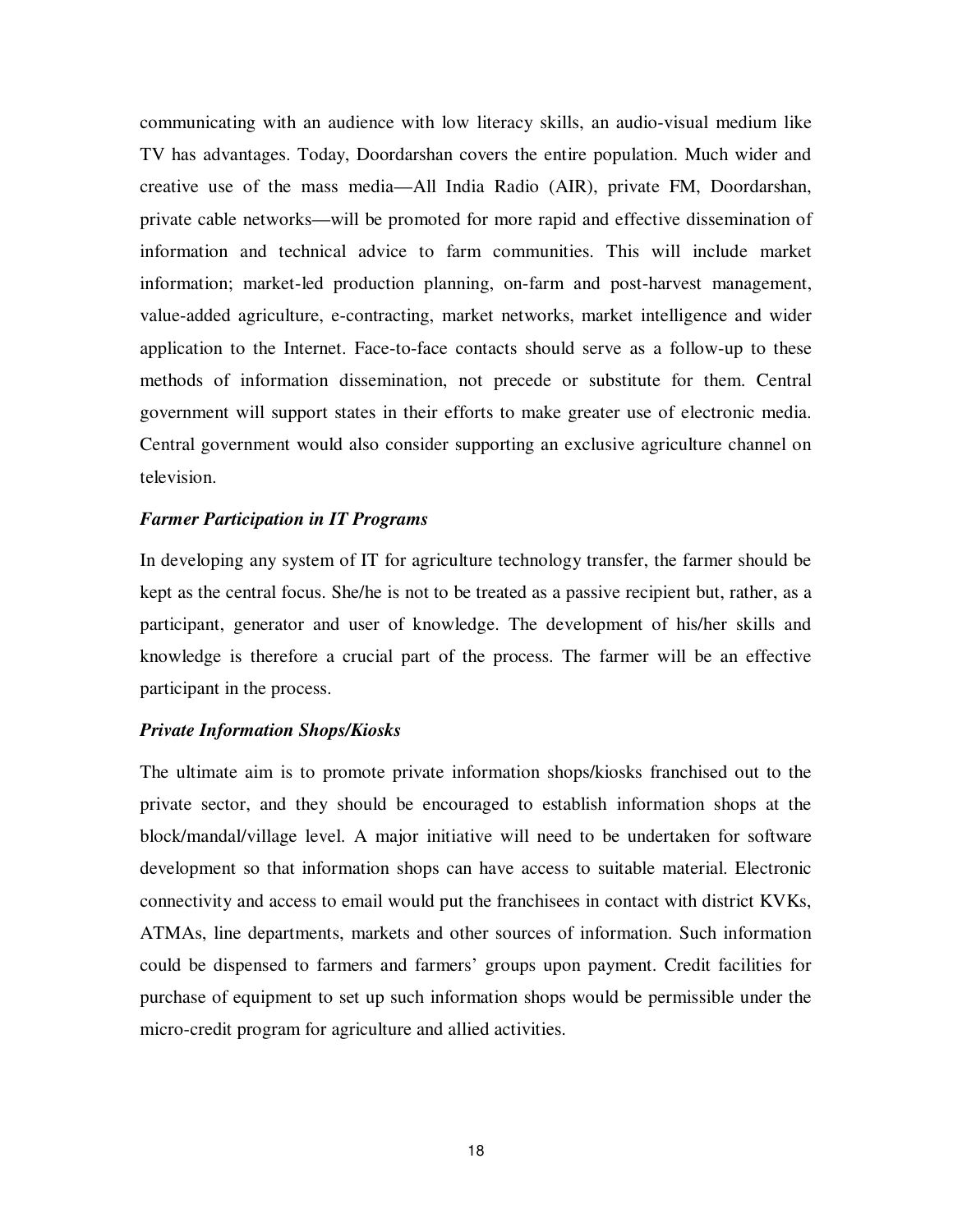communicating with an audience with low literacy skills, an audio-visual medium like TV has advantages. Today, Doordarshan covers the entire population. Much wider and creative use of the mass media—All India Radio (AIR), private FM, Doordarshan, private cable networks—will be promoted for more rapid and effective dissemination of information and technical advice to farm communities. This will include market information; market-led production planning, on-farm and post-harvest management, value-added agriculture, e-contracting, market networks, market intelligence and wider application to the Internet. Face-to-face contacts should serve as a follow-up to these methods of information dissemination, not precede or substitute for them. Central government will support states in their efforts to make greater use of electronic media. Central government would also consider supporting an exclusive agriculture channel on television.

***Farmer Participation in IT Programs***

In developing any system of IT for agriculture technology transfer, the farmer should be kept as the central focus. She/he is not to be treated as a passive recipient but, rather, as a participant, generator and user of knowledge. The development of his/her skills and knowledge is therefore a crucial part of the process. The farmer will be an effective participant in the process.

***Private Information Shops/Kiosks***

The ultimate aim is to promote private information shops/kiosks franchised out to the private sector, and they should be encouraged to establish information shops at the block/mandal/village level. A major initiative will need to be undertaken for software development so that information shops can have access to suitable material. Electronic connectivity and access to email would put the franchisees in contact with district KVKs, ATMAs, line departments, markets and other sources of information. Such information could be dispensed to farmers and farmers' groups upon payment. Credit facilities for purchase of equipment to set up such information shops would be permissible under the micro-credit program for agriculture and allied activities.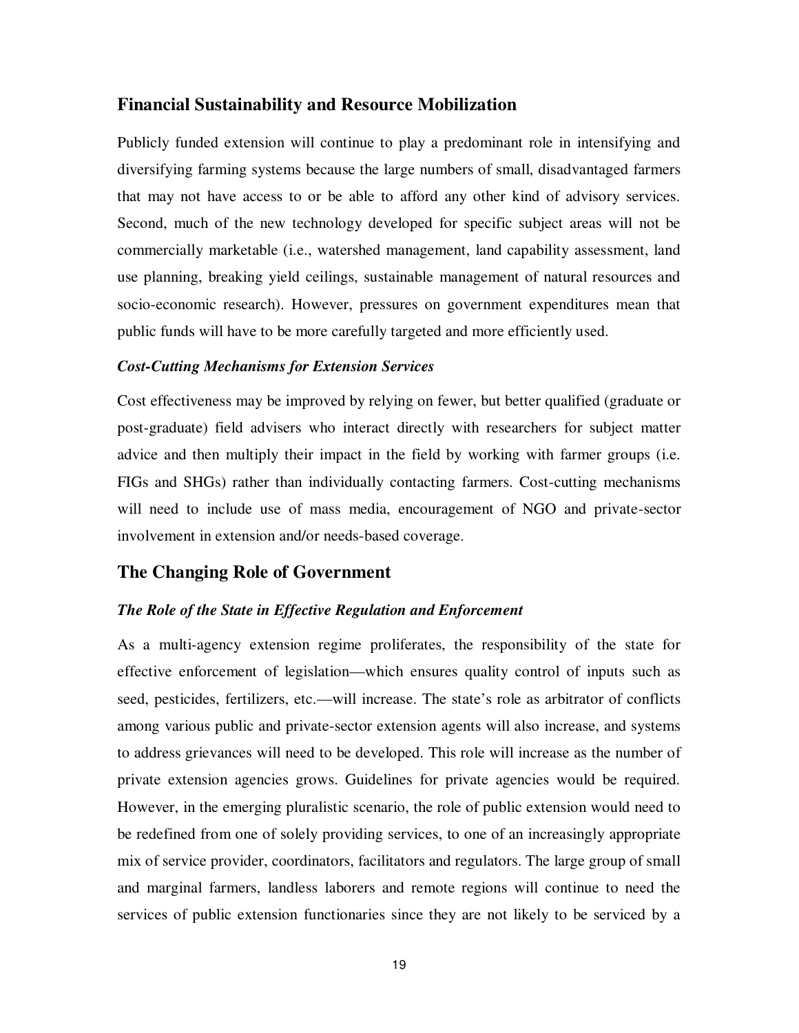## Financial Sustainability and Resource Mobilization

Publicly funded extension will continue to play a predominant role in intensifying and diversifying farming systems because the large numbers of small, disadvantaged farmers that may not have access to or be able to afford any other kind of advisory services. Second, much of the new technology developed for specific subject areas will not be commercially marketable (i.e., watershed management, land capability assessment, land use planning, breaking yield ceilings, sustainable management of natural resources and socio-economic research). However, pressures on government expenditures mean that public funds will have to be more carefully targeted and more efficiently used.

### *Cost-Cutting Mechanisms for Extension Services*

Cost effectiveness may be improved by relying on fewer, but better qualified (graduate or post-graduate) field advisers who interact directly with researchers for subject matter advice and then multiply their impact in the field by working with farmer groups (i.e. FIGs and SHGs) rather than individually contacting farmers. Cost-cutting mechanisms will need to include use of mass media, encouragement of NGO and private-sector involvement in extension and/or needs-based coverage.

## The Changing Role of Government

### *The Role of the State in Effective Regulation and Enforcement*

As a multi-agency extension regime proliferates, the responsibility of the state for effective enforcement of legislation—which ensures quality control of inputs such as seed, pesticides, fertilizers, etc.—will increase. The state's role as arbitrator of conflicts among various public and private-sector extension agents will also increase, and systems to address grievances will need to be developed. This role will increase as the number of private extension agencies grows. Guidelines for private agencies would be required. However, in the emerging pluralistic scenario, the role of public extension would need to be redefined from one of solely providing services, to one of an increasingly appropriate mix of service provider, coordinators, facilitators and regulators. The large group of small and marginal farmers, landless laborers and remote regions will continue to need the services of public extension functionaries since they are not likely to be serviced by a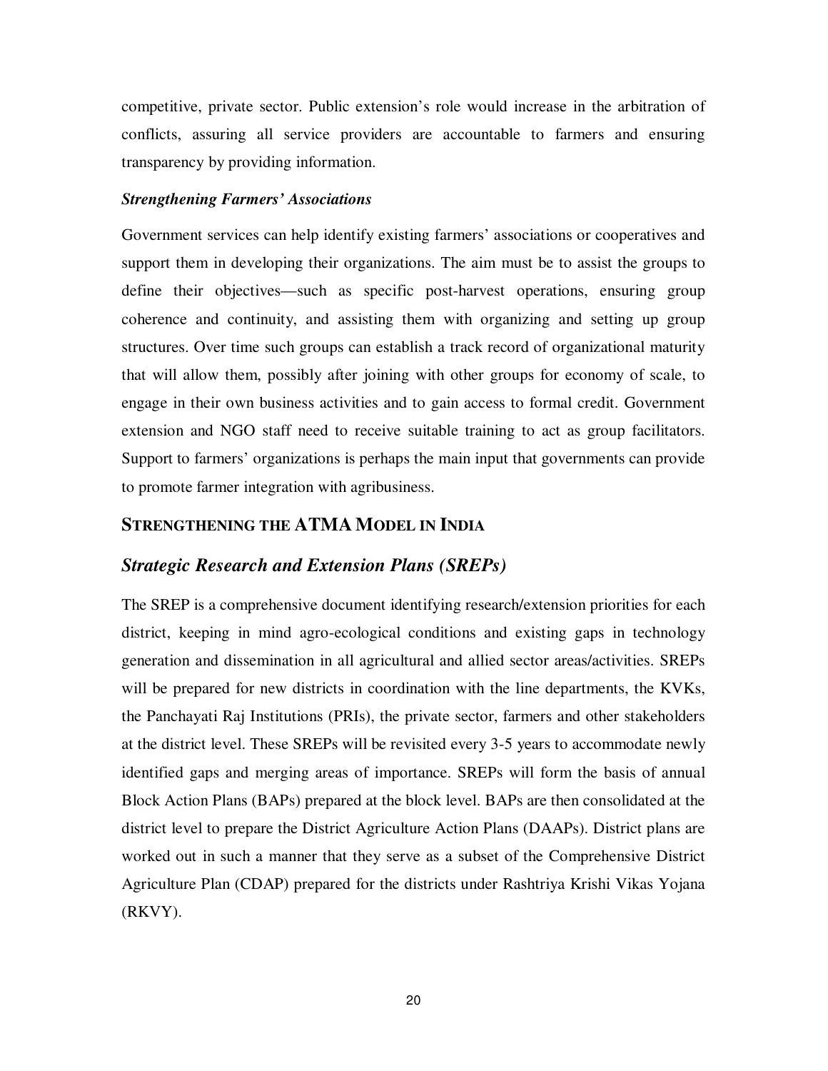competitive, private sector. Public extension's role would increase in the arbitration of conflicts, assuring all service providers are accountable to farmers and ensuring transparency by providing information.

***Strengthening Farmers' Associations***

Government services can help identify existing farmers' associations or cooperatives and support them in developing their organizations. The aim must be to assist the groups to define their objectives—such as specific post-harvest operations, ensuring group coherence and continuity, and assisting them with organizing and setting up group structures. Over time such groups can establish a track record of organizational maturity that will allow them, possibly after joining with other groups for economy of scale, to engage in their own business activities and to gain access to formal credit. Government extension and NGO staff need to receive suitable training to act as group facilitators. Support to farmers' organizations is perhaps the main input that governments can provide to promote farmer integration with agribusiness.

## STRENGTHENING THE ATMA MODEL IN INDIA

### *Strategic Research and Extension Plans (SREPs)*

The SREP is a comprehensive document identifying research/extension priorities for each district, keeping in mind agro-ecological conditions and existing gaps in technology generation and dissemination in all agricultural and allied sector areas/activities. SREPs will be prepared for new districts in coordination with the line departments, the KVKs, the Panchayati Raj Institutions (PRIs), the private sector, farmers and other stakeholders at the district level. These SREPs will be revisited every 3-5 years to accommodate newly identified gaps and merging areas of importance. SREPs will form the basis of annual Block Action Plans (BAPs) prepared at the block level. BAPs are then consolidated at the district level to prepare the District Agriculture Action Plans (DAAPs). District plans are worked out in such a manner that they serve as a subset of the Comprehensive District Agriculture Plan (CDAP) prepared for the districts under Rashtriya Krishi Vikas Yojana (RKVY).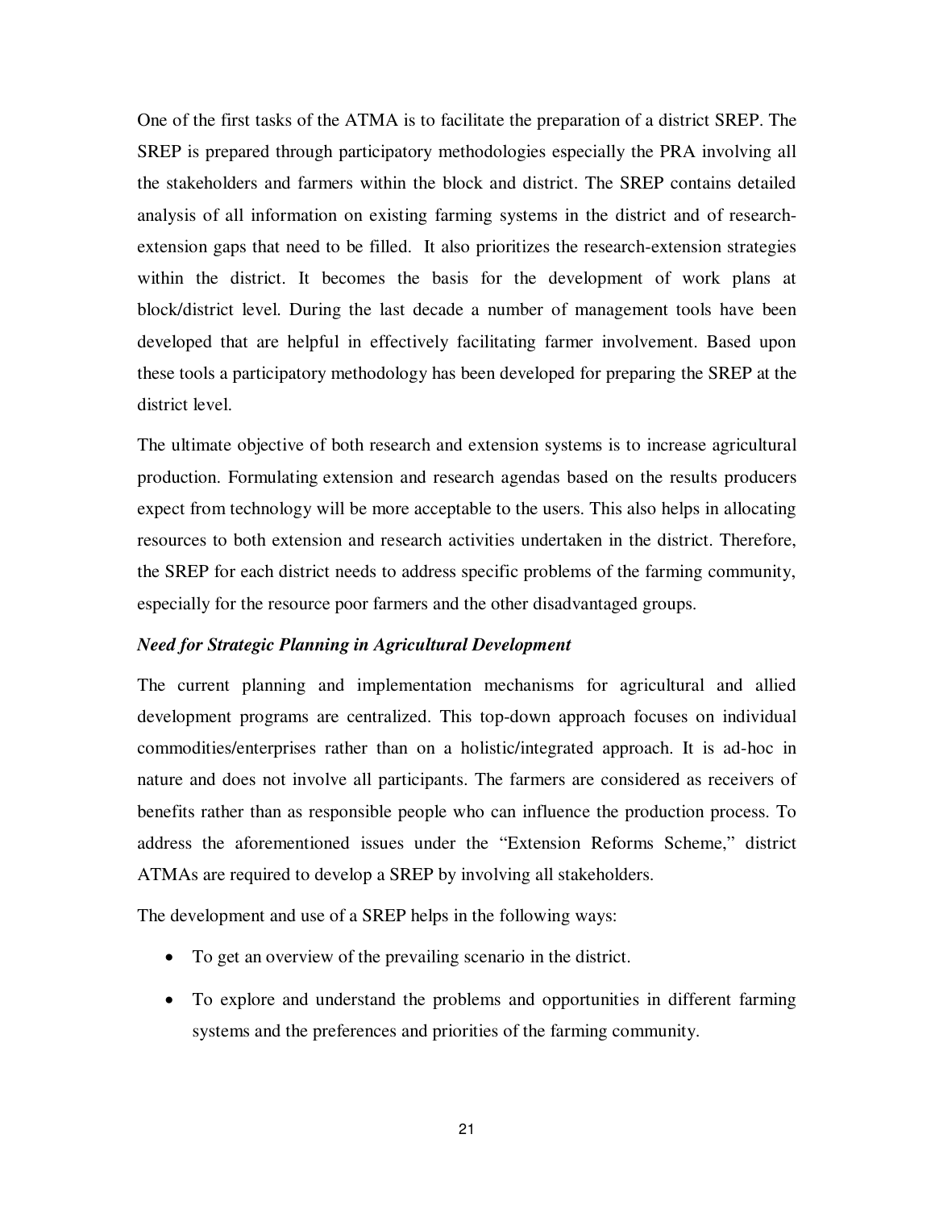One of the first tasks of the ATMA is to facilitate the preparation of a district SREP. The SREP is prepared through participatory methodologies especially the PRA involving all the stakeholders and farmers within the block and district. The SREP contains detailed analysis of all information on existing farming systems in the district and of research-extension gaps that need to be filled. It also prioritizes the research-extension strategies within the district. It becomes the basis for the development of work plans at block/district level. During the last decade a number of management tools have been developed that are helpful in effectively facilitating farmer involvement. Based upon these tools a participatory methodology has been developed for preparing the SREP at the district level.

The ultimate objective of both research and extension systems is to increase agricultural production. Formulating extension and research agendas based on the results producers expect from technology will be more acceptable to the users. This also helps in allocating resources to both extension and research activities undertaken in the district. Therefore, the SREP for each district needs to address specific problems of the farming community, especially for the resource poor farmers and the other disadvantaged groups.

***Need for Strategic Planning in Agricultural Development***

The current planning and implementation mechanisms for agricultural and allied development programs are centralized. This top-down approach focuses on individual commodities/enterprises rather than on a holistic/integrated approach. It is ad-hoc in nature and does not involve all participants. The farmers are considered as receivers of benefits rather than as responsible people who can influence the production process. To address the aforementioned issues under the "Extension Reforms Scheme," district ATMAs are required to develop a SREP by involving all stakeholders.

The development and use of a SREP helps in the following ways:

- To get an overview of the prevailing scenario in the district.
- To explore and understand the problems and opportunities in different farming systems and the preferences and priorities of the farming community.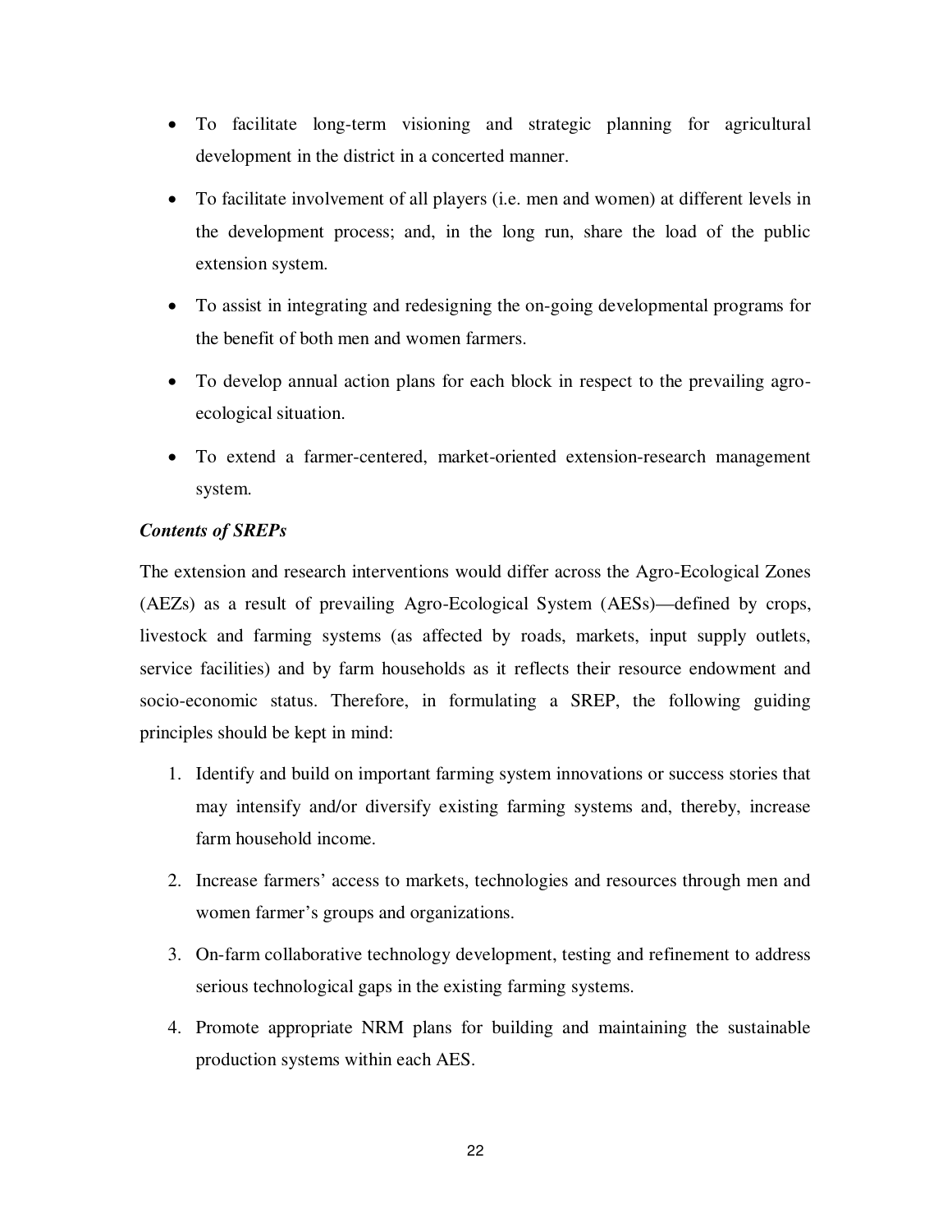- To facilitate long-term visioning and strategic planning for agricultural development in the district in a concerted manner.
- To facilitate involvement of all players (i.e. men and women) at different levels in the development process; and, in the long run, share the load of the public extension system.
- To assist in integrating and redesigning the on-going developmental programs for the benefit of both men and women farmers.
- To develop annual action plans for each block in respect to the prevailing agro-ecological situation.
- To extend a farmer-centered, market-oriented extension-research management system.

***Contents of SREPs***

The extension and research interventions would differ across the Agro-Ecological Zones (AEZs) as a result of prevailing Agro-Ecological System (AESs)—defined by crops, livestock and farming systems (as affected by roads, markets, input supply outlets, service facilities) and by farm households as it reflects their resource endowment and socio-economic status. Therefore, in formulating a SREP, the following guiding principles should be kept in mind:

1. Identify and build on important farming system innovations or success stories that may intensify and/or diversify existing farming systems and, thereby, increase farm household income.
2. Increase farmers' access to markets, technologies and resources through men and women farmer's groups and organizations.
3. On-farm collaborative technology development, testing and refinement to address serious technological gaps in the existing farming systems.
4. Promote appropriate NRM plans for building and maintaining the sustainable production systems within each AES.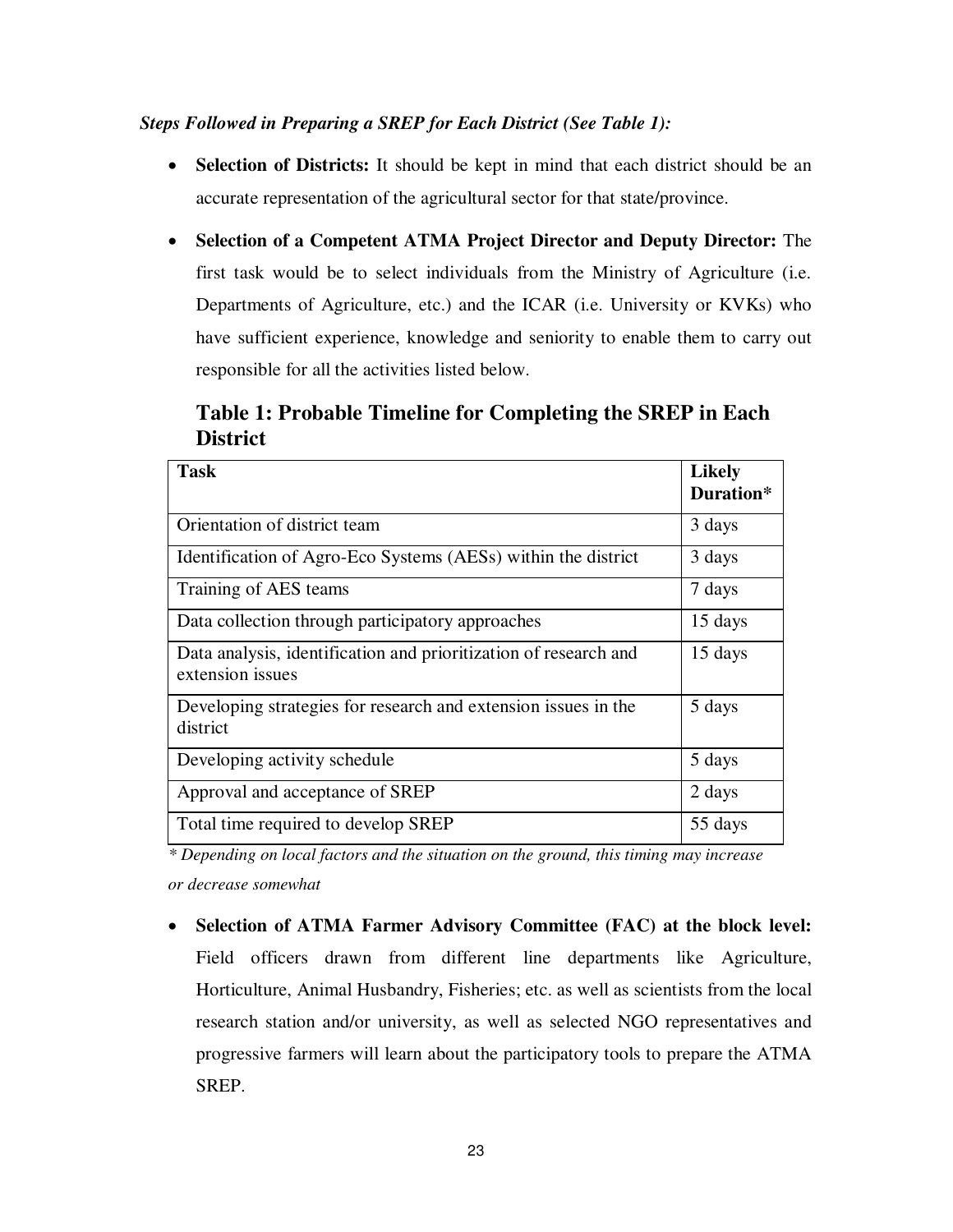***Steps Followed in Preparing a SREP for Each District (See Table 1):***

- **Selection of Districts:** It should be kept in mind that each district should be an accurate representation of the agricultural sector for that state/province.
- **Selection of a Competent ATMA Project Director and Deputy Director:** The first task would be to select individuals from the Ministry of Agriculture (i.e. Departments of Agriculture, etc.) and the ICAR (i.e. University or KVKs) who have sufficient experience, knowledge and seniority to enable them to carry out responsible for all the activities listed below.

## Table 1: Probable Timeline for Completing the SREP in Each District

| Task | Likely Duration* |
|---|---|
| Orientation of district team | 3 days |
| Identification of Agro-Eco Systems (AESs) within the district | 3 days |
| Training of AES teams | 7 days |
| Data collection through participatory approaches | 15 days |
| Data analysis, identification and prioritization of research and extension issues | 15 days |
| Developing strategies for research and extension issues in the district | 5 days |
| Developing activity schedule | 5 days |
| Approval and acceptance of SREP | 2 days |
| Total time required to develop SREP | 55 days |

*\* Depending on local factors and the situation on the ground, this timing may increase or decrease somewhat*

- **Selection of ATMA Farmer Advisory Committee (FAC) at the block level:** Field officers drawn from different line departments like Agriculture, Horticulture, Animal Husbandry, Fisheries; etc. as well as scientists from the local research station and/or university, as well as selected NGO representatives and progressive farmers will learn about the participatory tools to prepare the ATMA SREP.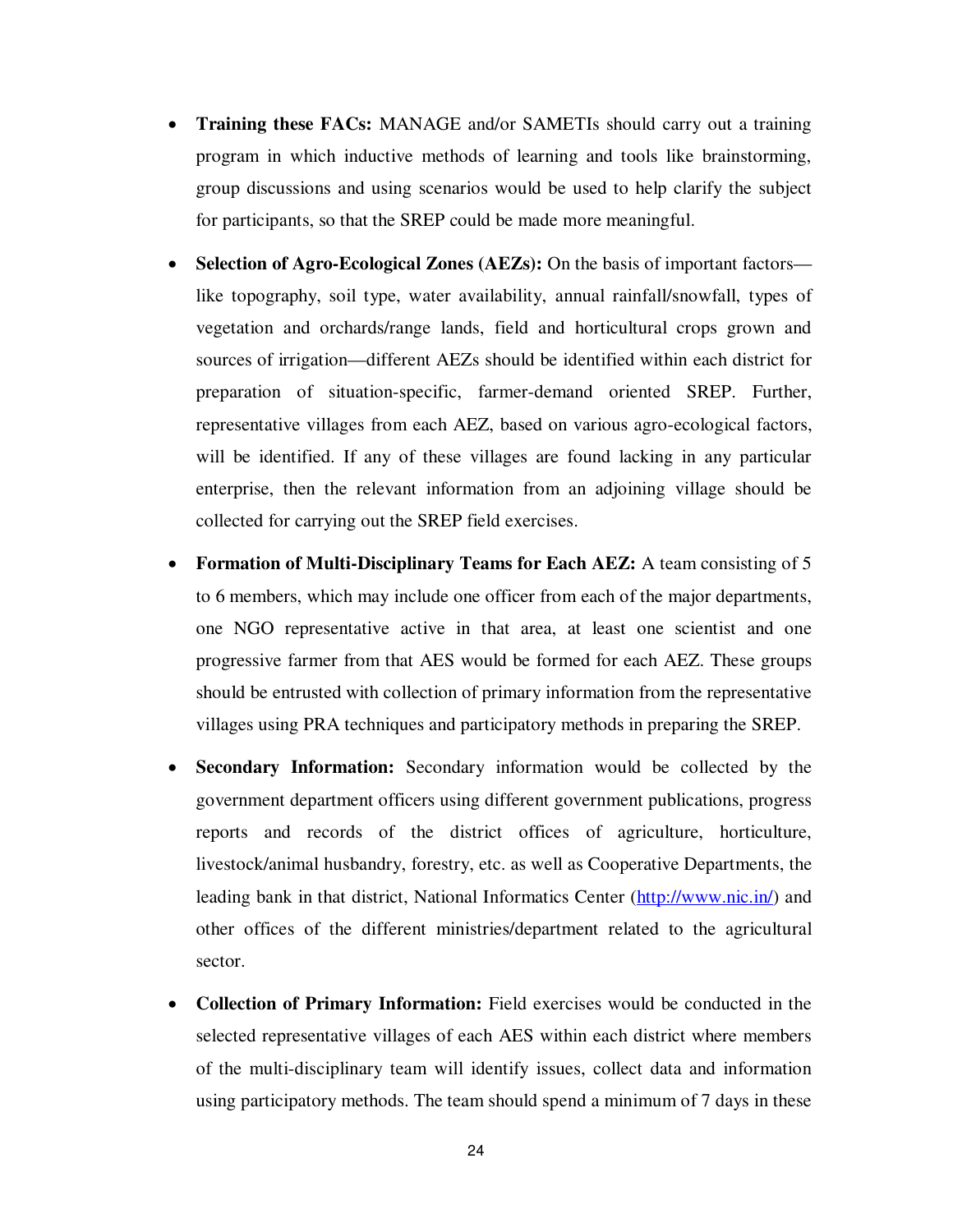- **Training these FACs:** MANAGE and/or SAMETIs should carry out a training program in which inductive methods of learning and tools like brainstorming, group discussions and using scenarios would be used to help clarify the subject for participants, so that the SREP could be made more meaningful.

- **Selection of Agro-Ecological Zones (AEZs):** On the basis of important factors—like topography, soil type, water availability, annual rainfall/snowfall, types of vegetation and orchards/range lands, field and horticultural crops grown and sources of irrigation—different AEZs should be identified within each district for preparation of situation-specific, farmer-demand oriented SREP. Further, representative villages from each AEZ, based on various agro-ecological factors, will be identified. If any of these villages are found lacking in any particular enterprise, then the relevant information from an adjoining village should be collected for carrying out the SREP field exercises.

- **Formation of Multi-Disciplinary Teams for Each AEZ:** A team consisting of 5 to 6 members, which may include one officer from each of the major departments, one NGO representative active in that area, at least one scientist and one progressive farmer from that AES would be formed for each AEZ. These groups should be entrusted with collection of primary information from the representative villages using PRA techniques and participatory methods in preparing the SREP.

- **Secondary Information:** Secondary information would be collected by the government department officers using different government publications, progress reports and records of the district offices of agriculture, horticulture, livestock/animal husbandry, forestry, etc. as well as Cooperative Departments, the leading bank in that district, National Informatics Center (http://www.nic.in/) and other offices of the different ministries/department related to the agricultural sector.

- **Collection of Primary Information:** Field exercises would be conducted in the selected representative villages of each AES within each district where members of the multi-disciplinary team will identify issues, collect data and information using participatory methods. The team should spend a minimum of 7 days in these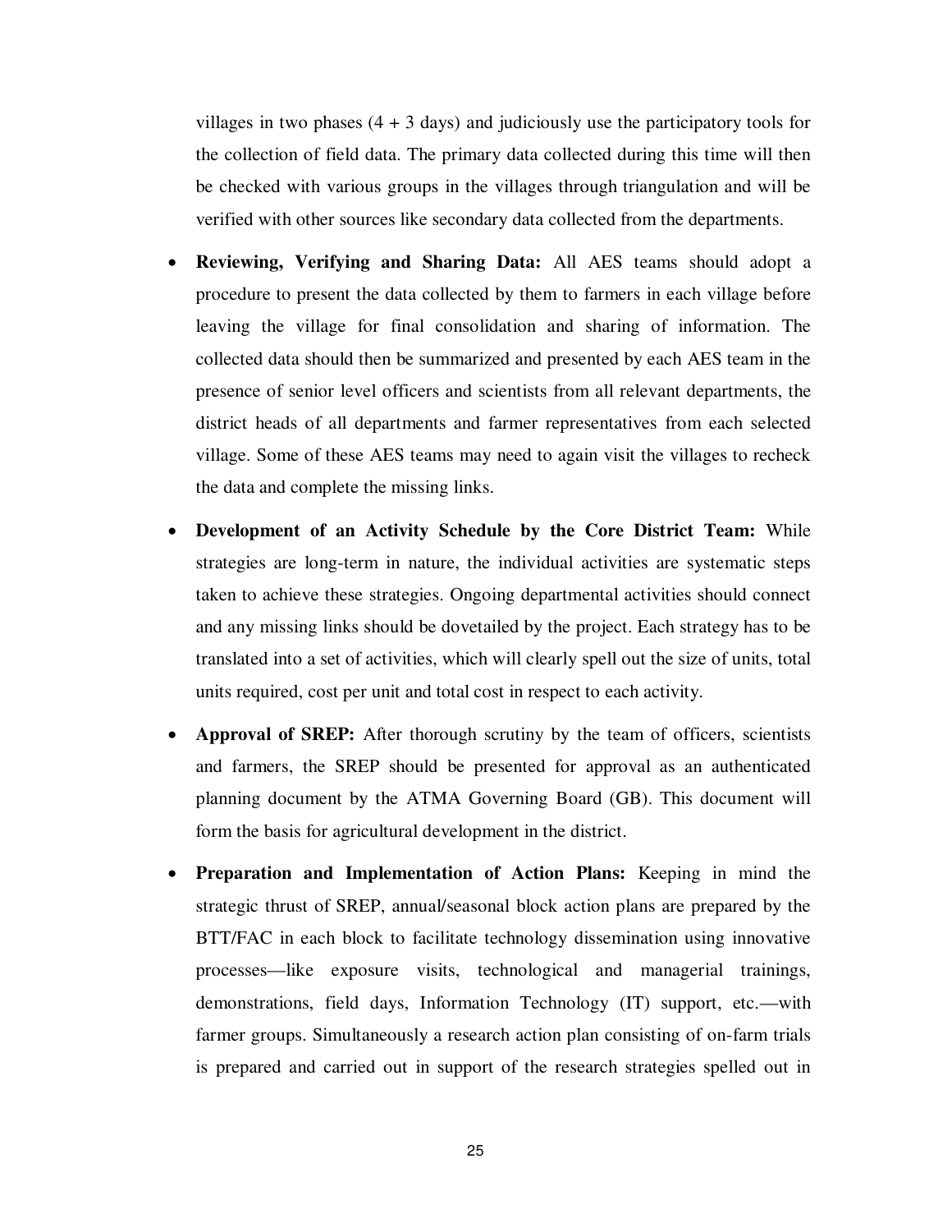villages in two phases (4 + 3 days) and judiciously use the participatory tools for the collection of field data. The primary data collected during this time will then be checked with various groups in the villages through triangulation and will be verified with other sources like secondary data collected from the departments.

- **Reviewing, Verifying and Sharing Data:** All AES teams should adopt a procedure to present the data collected by them to farmers in each village before leaving the village for final consolidation and sharing of information. The collected data should then be summarized and presented by each AES team in the presence of senior level officers and scientists from all relevant departments, the district heads of all departments and farmer representatives from each selected village. Some of these AES teams may need to again visit the villages to recheck the data and complete the missing links.

- **Development of an Activity Schedule by the Core District Team:** While strategies are long-term in nature, the individual activities are systematic steps taken to achieve these strategies. Ongoing departmental activities should connect and any missing links should be dovetailed by the project. Each strategy has to be translated into a set of activities, which will clearly spell out the size of units, total units required, cost per unit and total cost in respect to each activity.

- **Approval of SREP:** After thorough scrutiny by the team of officers, scientists and farmers, the SREP should be presented for approval as an authenticated planning document by the ATMA Governing Board (GB). This document will form the basis for agricultural development in the district.

- **Preparation and Implementation of Action Plans:** Keeping in mind the strategic thrust of SREP, annual/seasonal block action plans are prepared by the BTT/FAC in each block to facilitate technology dissemination using innovative processes—like exposure visits, technological and managerial trainings, demonstrations, field days, Information Technology (IT) support, etc.—with farmer groups. Simultaneously a research action plan consisting of on-farm trials is prepared and carried out in support of the research strategies spelled out in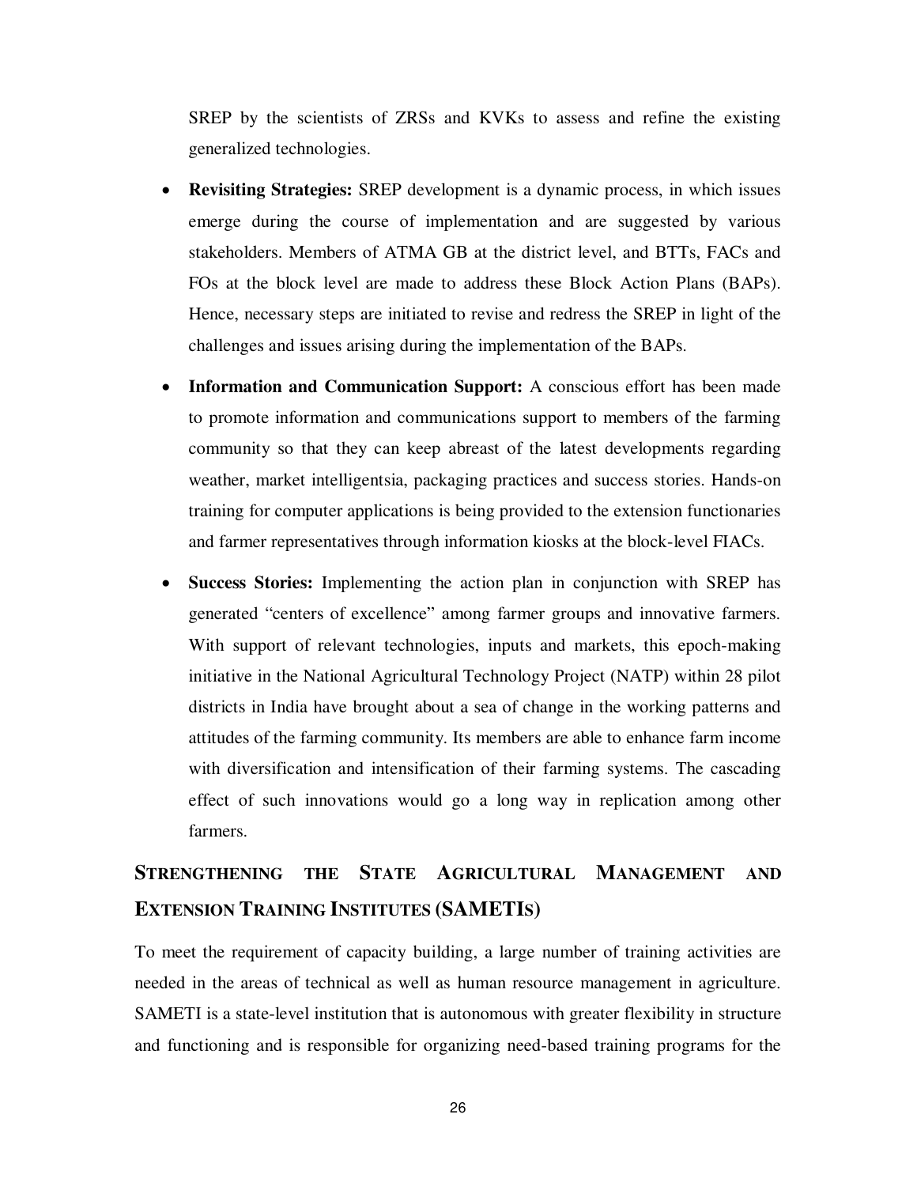SREP by the scientists of ZRSs and KVKs to assess and refine the existing generalized technologies.

- **Revisiting Strategies:** SREP development is a dynamic process, in which issues emerge during the course of implementation and are suggested by various stakeholders. Members of ATMA GB at the district level, and BTTs, FACs and FOs at the block level are made to address these Block Action Plans (BAPs). Hence, necessary steps are initiated to revise and redress the SREP in light of the challenges and issues arising during the implementation of the BAPs.
- **Information and Communication Support:** A conscious effort has been made to promote information and communications support to members of the farming community so that they can keep abreast of the latest developments regarding weather, market intelligentsia, packaging practices and success stories. Hands-on training for computer applications is being provided to the extension functionaries and farmer representatives through information kiosks at the block-level FIACs.
- **Success Stories:** Implementing the action plan in conjunction with SREP has generated "centers of excellence" among farmer groups and innovative farmers. With support of relevant technologies, inputs and markets, this epoch-making initiative in the National Agricultural Technology Project (NATP) within 28 pilot districts in India have brought about a sea of change in the working patterns and attitudes of the farming community. Its members are able to enhance farm income with diversification and intensification of their farming systems. The cascading effect of such innovations would go a long way in replication among other farmers.

## STRENGTHENING THE STATE AGRICULTURAL MANAGEMENT AND EXTENSION TRAINING INSTITUTES (SAMETIS)

To meet the requirement of capacity building, a large number of training activities are needed in the areas of technical as well as human resource management in agriculture. SAMETI is a state-level institution that is autonomous with greater flexibility in structure and functioning and is responsible for organizing need-based training programs for the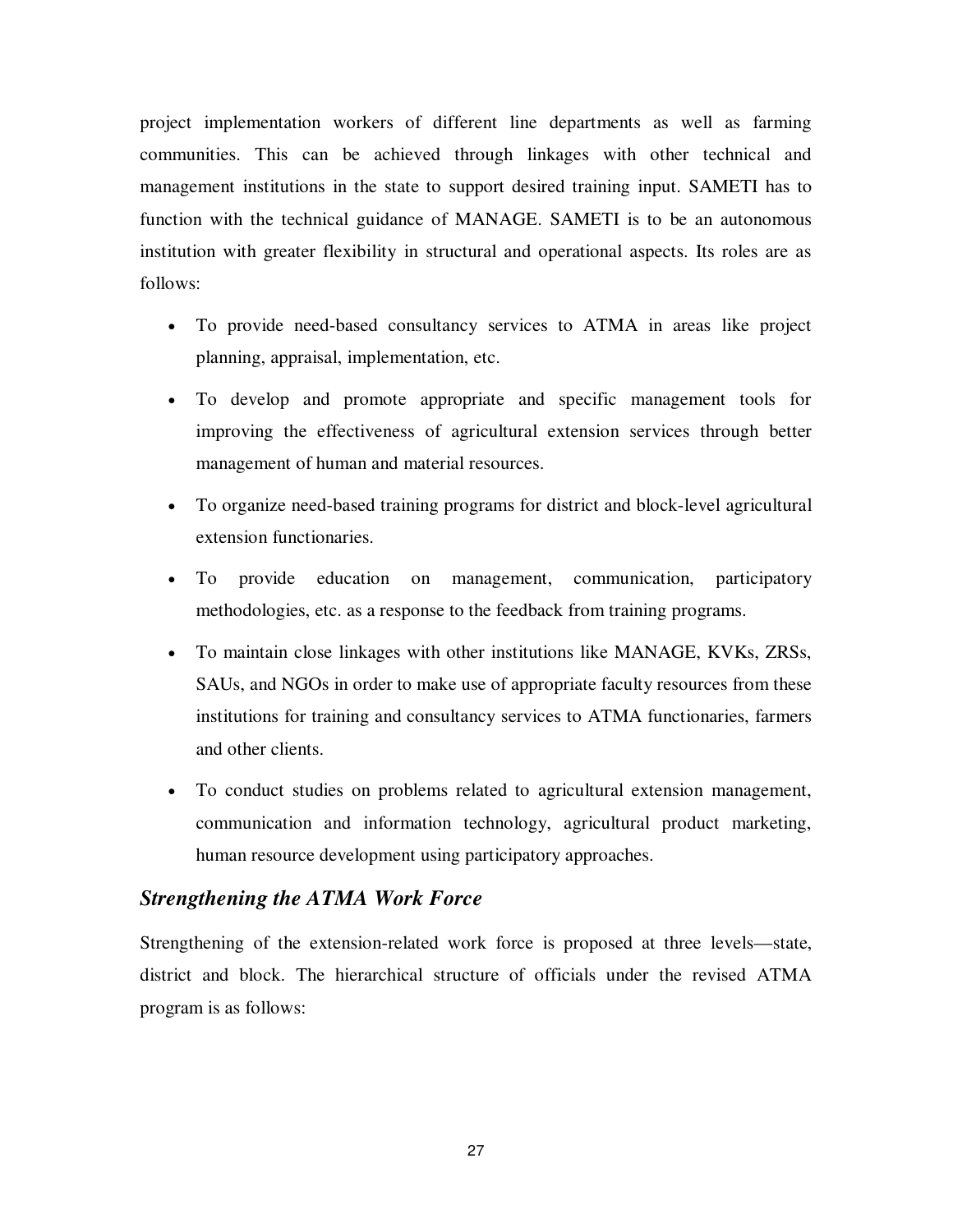project implementation workers of different line departments as well as farming communities. This can be achieved through linkages with other technical and management institutions in the state to support desired training input. SAMETI has to function with the technical guidance of MANAGE. SAMETI is to be an autonomous institution with greater flexibility in structural and operational aspects. Its roles are as follows:

- To provide need-based consultancy services to ATMA in areas like project planning, appraisal, implementation, etc.
- To develop and promote appropriate and specific management tools for improving the effectiveness of agricultural extension services through better management of human and material resources.
- To organize need-based training programs for district and block-level agricultural extension functionaries.
- To provide education on management, communication, participatory methodologies, etc. as a response to the feedback from training programs.
- To maintain close linkages with other institutions like MANAGE, KVKs, ZRSs, SAUs, and NGOs in order to make use of appropriate faculty resources from these institutions for training and consultancy services to ATMA functionaries, farmers and other clients.
- To conduct studies on problems related to agricultural extension management, communication and information technology, agricultural product marketing, human resource development using participatory approaches.

### *Strengthening the ATMA Work Force*

Strengthening of the extension-related work force is proposed at three levels—state, district and block. The hierarchical structure of officials under the revised ATMA program is as follows: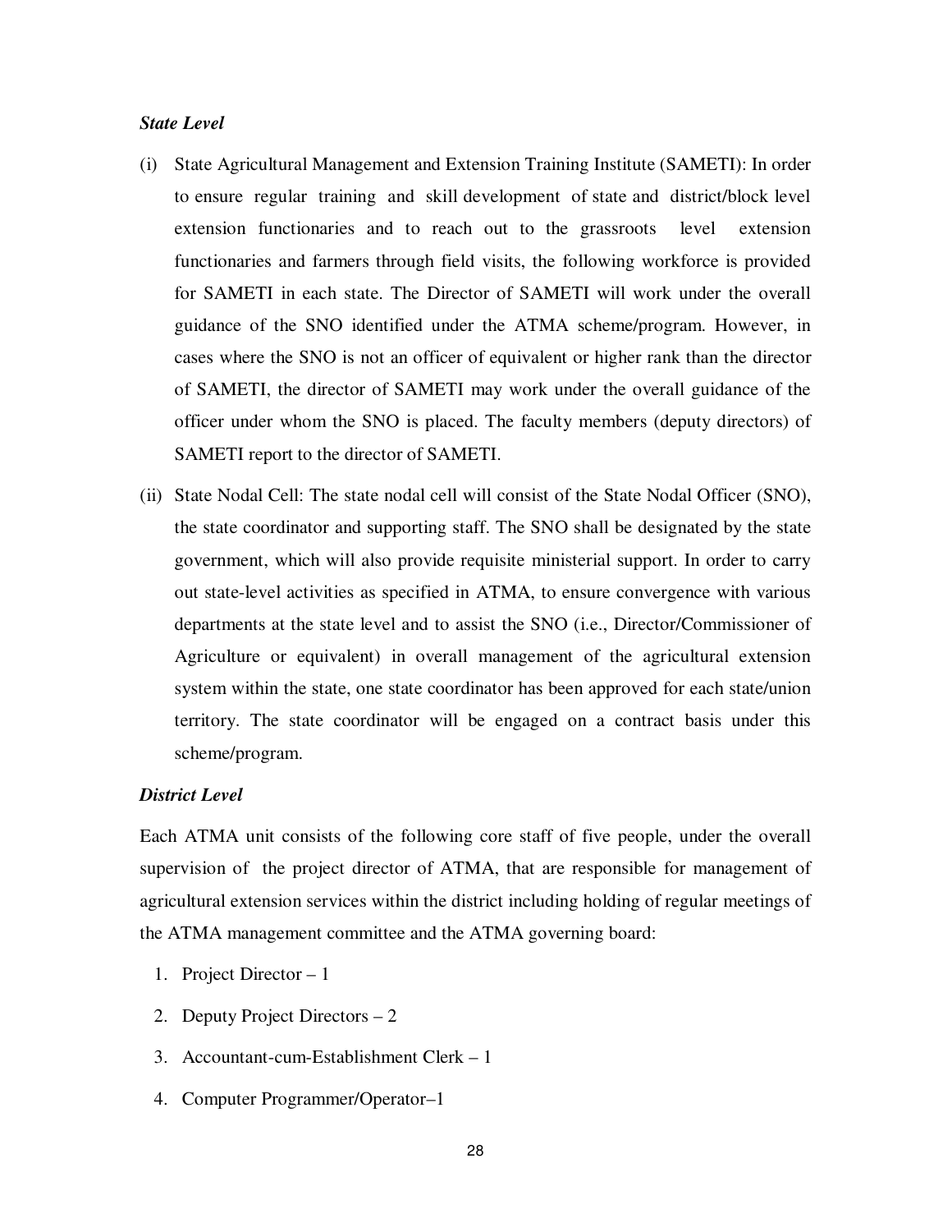*State Level*

(i) State Agricultural Management and Extension Training Institute (SAMETI): In order to ensure regular training and skill development of state and district/block level extension functionaries and to reach out to the grassroots level extension functionaries and farmers through field visits, the following workforce is provided for SAMETI in each state. The Director of SAMETI will work under the overall guidance of the SNO identified under the ATMA scheme/program. However, in cases where the SNO is not an officer of equivalent or higher rank than the director of SAMETI, the director of SAMETI may work under the overall guidance of the officer under whom the SNO is placed. The faculty members (deputy directors) of SAMETI report to the director of SAMETI.

(ii) State Nodal Cell: The state nodal cell will consist of the State Nodal Officer (SNO), the state coordinator and supporting staff. The SNO shall be designated by the state government, which will also provide requisite ministerial support. In order to carry out state-level activities as specified in ATMA, to ensure convergence with various departments at the state level and to assist the SNO (i.e., Director/Commissioner of Agriculture or equivalent) in overall management of the agricultural extension system within the state, one state coordinator has been approved for each state/union territory. The state coordinator will be engaged on a contract basis under this scheme/program.

*District Level*

Each ATMA unit consists of the following core staff of five people, under the overall supervision of the project director of ATMA, that are responsible for management of agricultural extension services within the district including holding of regular meetings of the ATMA management committee and the ATMA governing board:

1. Project Director – 1
2. Deputy Project Directors – 2
3. Accountant-cum-Establishment Clerk – 1
4. Computer Programmer/Operator–1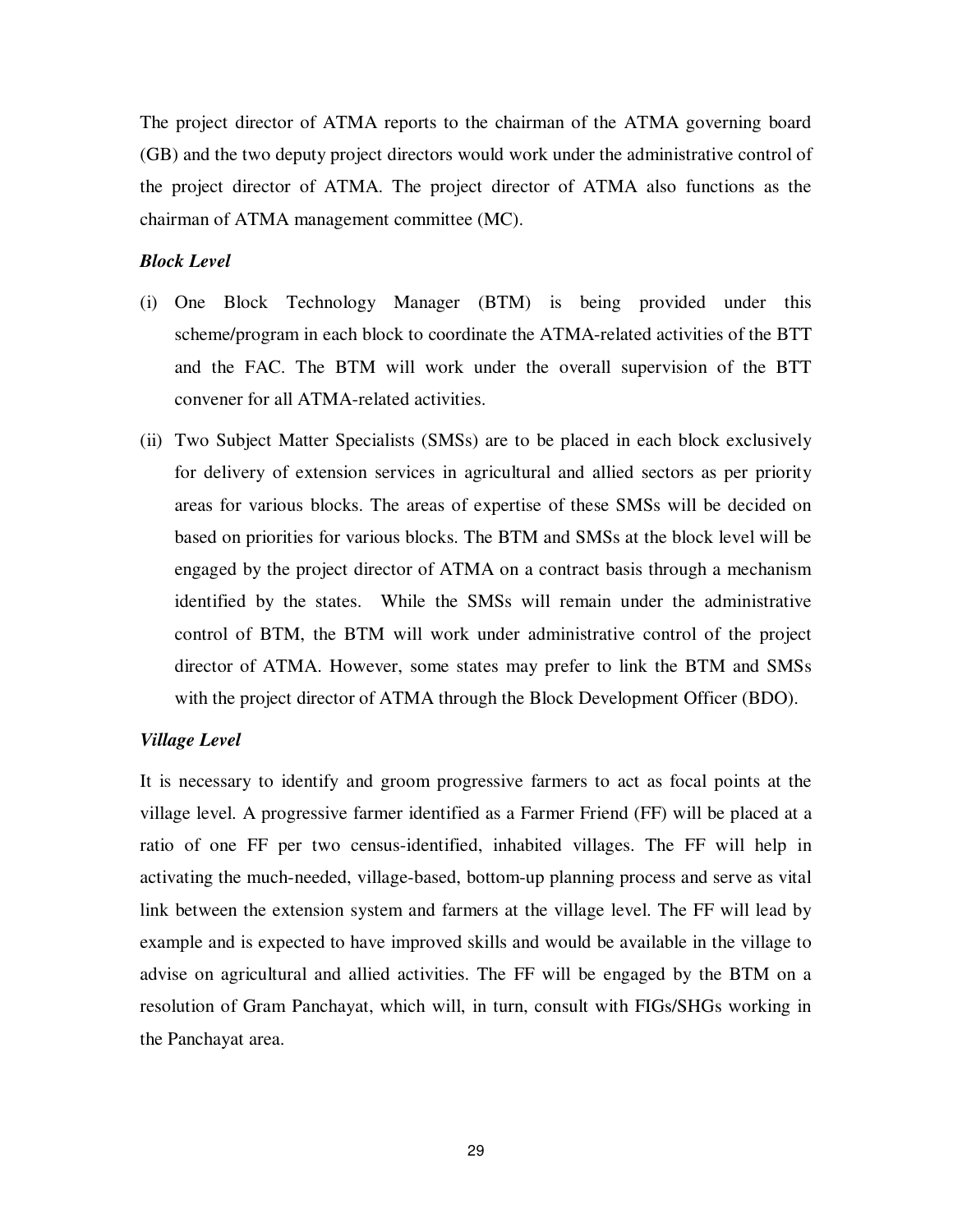The project director of ATMA reports to the chairman of the ATMA governing board (GB) and the two deputy project directors would work under the administrative control of the project director of ATMA. The project director of ATMA also functions as the chairman of ATMA management committee (MC).

***Block Level***

(i) One Block Technology Manager (BTM) is being provided under this scheme/program in each block to coordinate the ATMA-related activities of the BTT and the FAC. The BTM will work under the overall supervision of the BTT convener for all ATMA-related activities.

(ii) Two Subject Matter Specialists (SMSs) are to be placed in each block exclusively for delivery of extension services in agricultural and allied sectors as per priority areas for various blocks. The areas of expertise of these SMSs will be decided on based on priorities for various blocks. The BTM and SMSs at the block level will be engaged by the project director of ATMA on a contract basis through a mechanism identified by the states. While the SMSs will remain under the administrative control of BTM, the BTM will work under administrative control of the project director of ATMA. However, some states may prefer to link the BTM and SMSs with the project director of ATMA through the Block Development Officer (BDO).

***Village Level***

It is necessary to identify and groom progressive farmers to act as focal points at the village level. A progressive farmer identified as a Farmer Friend (FF) will be placed at a ratio of one FF per two census-identified, inhabited villages. The FF will help in activating the much-needed, village-based, bottom-up planning process and serve as vital link between the extension system and farmers at the village level. The FF will lead by example and is expected to have improved skills and would be available in the village to advise on agricultural and allied activities. The FF will be engaged by the BTM on a resolution of Gram Panchayat, which will, in turn, consult with FIGs/SHGs working in the Panchayat area.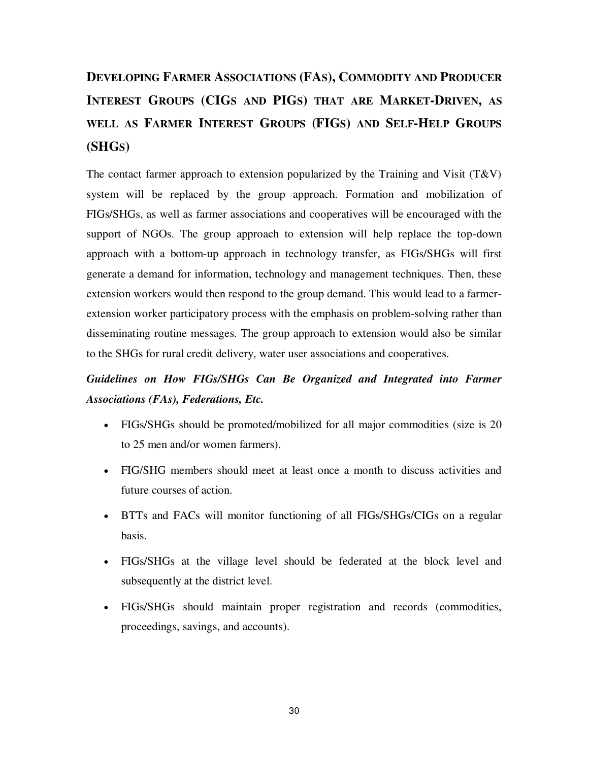## DEVELOPING FARMER ASSOCIATIONS (FAS), COMMODITY AND PRODUCER INTEREST GROUPS (CIGS AND PIGS) THAT ARE MARKET-DRIVEN, AS WELL AS FARMER INTEREST GROUPS (FIGS) AND SELF-HELP GROUPS (SHGS)

The contact farmer approach to extension popularized by the Training and Visit (T&V) system will be replaced by the group approach. Formation and mobilization of FIGs/SHGs, as well as farmer associations and cooperatives will be encouraged with the support of NGOs. The group approach to extension will help replace the top-down approach with a bottom-up approach in technology transfer, as FIGs/SHGs will first generate a demand for information, technology and management techniques. Then, these extension workers would then respond to the group demand. This would lead to a farmer-extension worker participatory process with the emphasis on problem-solving rather than disseminating routine messages. The group approach to extension would also be similar to the SHGs for rural credit delivery, water user associations and cooperatives.

***Guidelines on How FIGs/SHGs Can Be Organized and Integrated into Farmer Associations (FAs), Federations, Etc.***

- FIGs/SHGs should be promoted/mobilized for all major commodities (size is 20 to 25 men and/or women farmers).
- FIG/SHG members should meet at least once a month to discuss activities and future courses of action.
- BTTs and FACs will monitor functioning of all FIGs/SHGs/CIGs on a regular basis.
- FIGs/SHGs at the village level should be federated at the block level and subsequently at the district level.
- FIGs/SHGs should maintain proper registration and records (commodities, proceedings, savings, and accounts).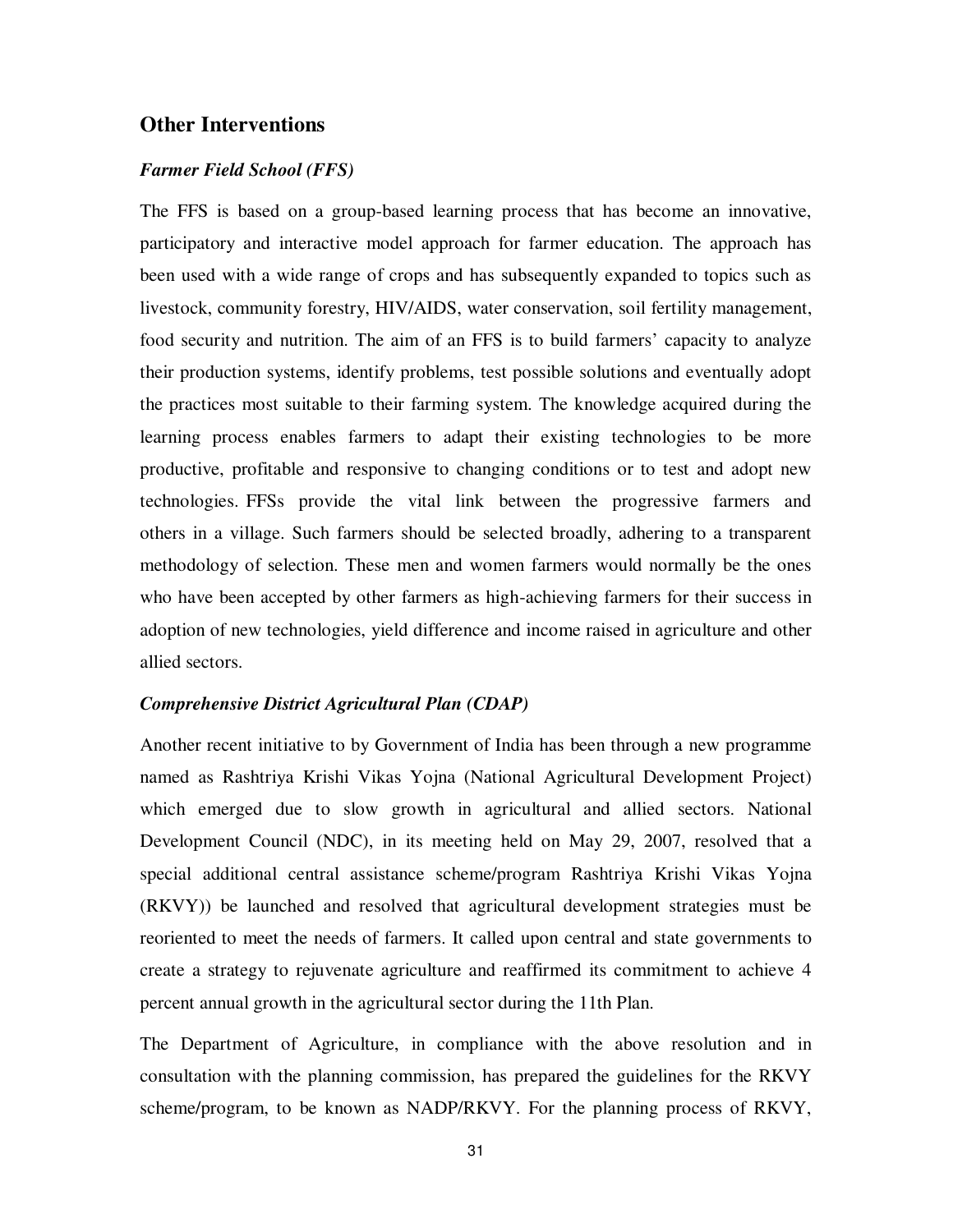## Other Interventions

### *Farmer Field School (FFS)*

The FFS is based on a group-based learning process that has become an innovative, participatory and interactive model approach for farmer education. The approach has been used with a wide range of crops and has subsequently expanded to topics such as livestock, community forestry, HIV/AIDS, water conservation, soil fertility management, food security and nutrition. The aim of an FFS is to build farmers' capacity to analyze their production systems, identify problems, test possible solutions and eventually adopt the practices most suitable to their farming system. The knowledge acquired during the learning process enables farmers to adapt their existing technologies to be more productive, profitable and responsive to changing conditions or to test and adopt new technologies. FFSs provide the vital link between the progressive farmers and others in a village. Such farmers should be selected broadly, adhering to a transparent methodology of selection. These men and women farmers would normally be the ones who have been accepted by other farmers as high-achieving farmers for their success in adoption of new technologies, yield difference and income raised in agriculture and other allied sectors.

### *Comprehensive District Agricultural Plan (CDAP)*

Another recent initiative to by Government of India has been through a new programme named as Rashtriya Krishi Vikas Yojna (National Agricultural Development Project) which emerged due to slow growth in agricultural and allied sectors. National Development Council (NDC), in its meeting held on May 29, 2007, resolved that a special additional central assistance scheme/program Rashtriya Krishi Vikas Yojna (RKVY)) be launched and resolved that agricultural development strategies must be reoriented to meet the needs of farmers. It called upon central and state governments to create a strategy to rejuvenate agriculture and reaffirmed its commitment to achieve 4 percent annual growth in the agricultural sector during the 11th Plan.

The Department of Agriculture, in compliance with the above resolution and in consultation with the planning commission, has prepared the guidelines for the RKVY scheme/program, to be known as NADP/RKVY. For the planning process of RKVY,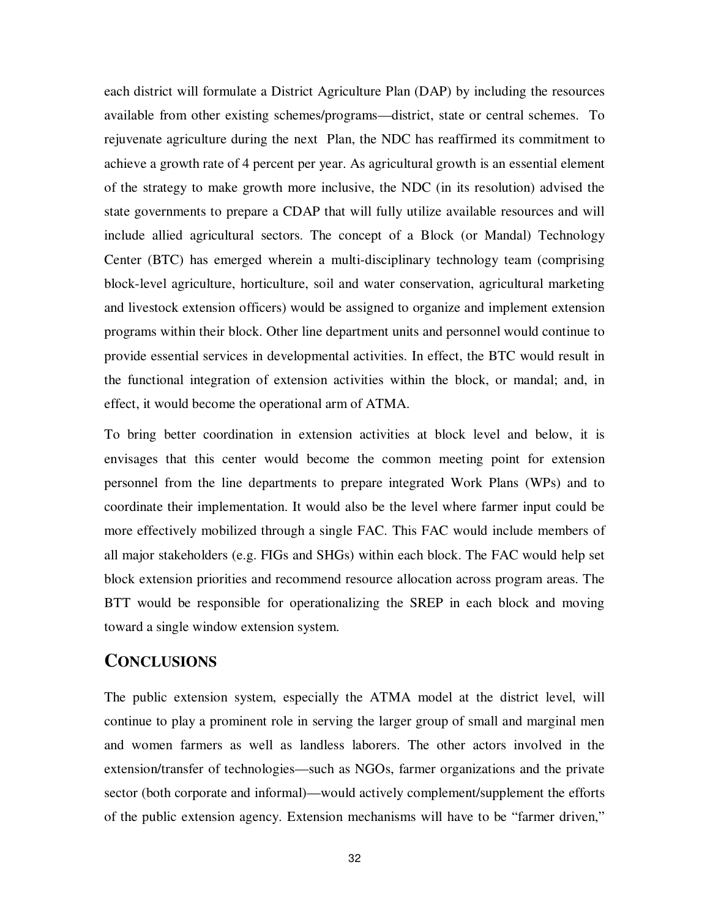each district will formulate a District Agriculture Plan (DAP) by including the resources available from other existing schemes/programs—district, state or central schemes. To rejuvenate agriculture during the next Plan, the NDC has reaffirmed its commitment to achieve a growth rate of 4 percent per year. As agricultural growth is an essential element of the strategy to make growth more inclusive, the NDC (in its resolution) advised the state governments to prepare a CDAP that will fully utilize available resources and will include allied agricultural sectors. The concept of a Block (or Mandal) Technology Center (BTC) has emerged wherein a multi-disciplinary technology team (comprising block-level agriculture, horticulture, soil and water conservation, agricultural marketing and livestock extension officers) would be assigned to organize and implement extension programs within their block. Other line department units and personnel would continue to provide essential services in developmental activities. In effect, the BTC would result in the functional integration of extension activities within the block, or mandal; and, in effect, it would become the operational arm of ATMA.

To bring better coordination in extension activities at block level and below, it is envisages that this center would become the common meeting point for extension personnel from the line departments to prepare integrated Work Plans (WPs) and to coordinate their implementation. It would also be the level where farmer input could be more effectively mobilized through a single FAC. This FAC would include members of all major stakeholders (e.g. FIGs and SHGs) within each block. The FAC would help set block extension priorities and recommend resource allocation across program areas. The BTT would be responsible for operationalizing the SREP in each block and moving toward a single window extension system.

## CONCLUSIONS

The public extension system, especially the ATMA model at the district level, will continue to play a prominent role in serving the larger group of small and marginal men and women farmers as well as landless laborers. The other actors involved in the extension/transfer of technologies—such as NGOs, farmer organizations and the private sector (both corporate and informal)—would actively complement/supplement the efforts of the public extension agency. Extension mechanisms will have to be "farmer driven,"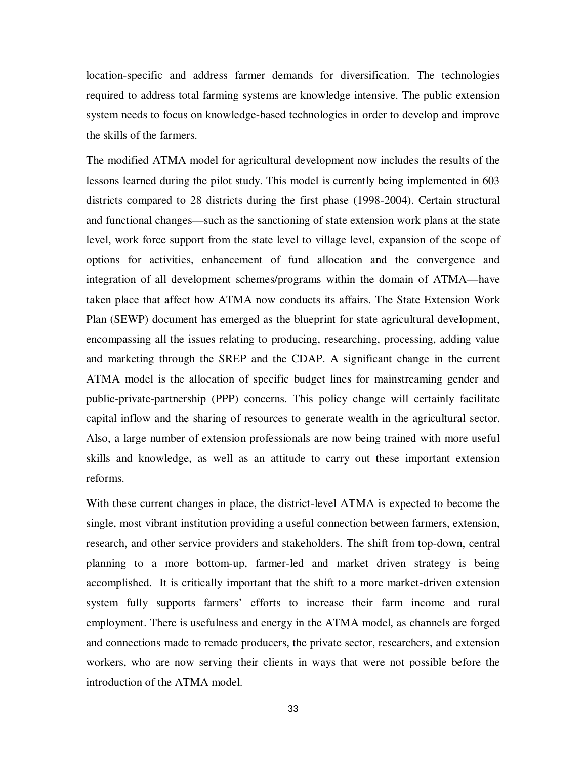location-specific and address farmer demands for diversification. The technologies required to address total farming systems are knowledge intensive. The public extension system needs to focus on knowledge-based technologies in order to develop and improve the skills of the farmers.

The modified ATMA model for agricultural development now includes the results of the lessons learned during the pilot study. This model is currently being implemented in 603 districts compared to 28 districts during the first phase (1998-2004). Certain structural and functional changes—such as the sanctioning of state extension work plans at the state level, work force support from the state level to village level, expansion of the scope of options for activities, enhancement of fund allocation and the convergence and integration of all development schemes/programs within the domain of ATMA—have taken place that affect how ATMA now conducts its affairs. The State Extension Work Plan (SEWP) document has emerged as the blueprint for state agricultural development, encompassing all the issues relating to producing, researching, processing, adding value and marketing through the SREP and the CDAP. A significant change in the current ATMA model is the allocation of specific budget lines for mainstreaming gender and public-private-partnership (PPP) concerns. This policy change will certainly facilitate capital inflow and the sharing of resources to generate wealth in the agricultural sector. Also, a large number of extension professionals are now being trained with more useful skills and knowledge, as well as an attitude to carry out these important extension reforms.

With these current changes in place, the district-level ATMA is expected to become the single, most vibrant institution providing a useful connection between farmers, extension, research, and other service providers and stakeholders. The shift from top-down, central planning to a more bottom-up, farmer-led and market driven strategy is being accomplished. It is critically important that the shift to a more market-driven extension system fully supports farmers' efforts to increase their farm income and rural employment. There is usefulness and energy in the ATMA model, as channels are forged and connections made to remade producers, the private sector, researchers, and extension workers, who are now serving their clients in ways that were not possible before the introduction of the ATMA model.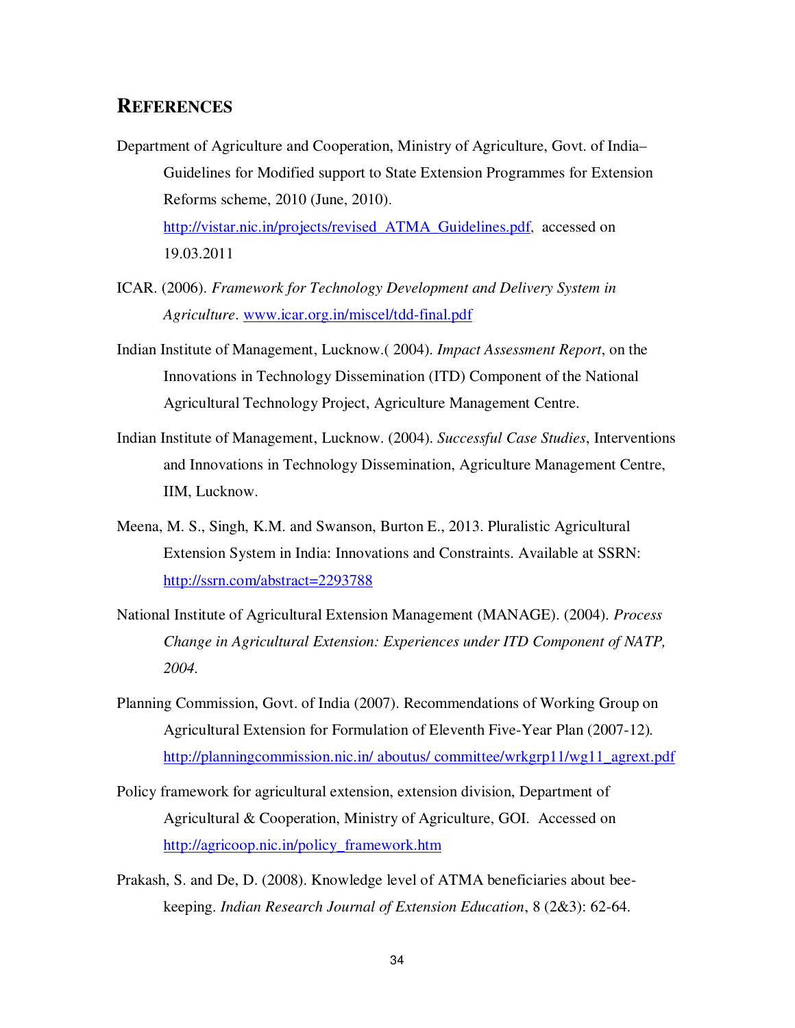## REFERENCES

Department of Agriculture and Cooperation, Ministry of Agriculture, Govt. of India– Guidelines for Modified support to State Extension Programmes for Extension Reforms scheme, 2010 (June, 2010). http://vistar.nic.in/projects/revised_ATMA_Guidelines.pdf, accessed on 19.03.2011

ICAR. (2006). *Framework for Technology Development and Delivery System in Agriculture*. www.icar.org.in/miscel/tdd-final.pdf

Indian Institute of Management, Lucknow.( 2004). *Impact Assessment Report*, on the Innovations in Technology Dissemination (ITD) Component of the National Agricultural Technology Project, Agriculture Management Centre.

Indian Institute of Management, Lucknow. (2004). *Successful Case Studies*, Interventions and Innovations in Technology Dissemination, Agriculture Management Centre, IIM, Lucknow.

Meena, M. S., Singh, K.M. and Swanson, Burton E., 2013. Pluralistic Agricultural Extension System in India: Innovations and Constraints. Available at SSRN: http://ssrn.com/abstract=2293788

National Institute of Agricultural Extension Management (MANAGE). (2004). *Process Change in Agricultural Extension: Experiences under ITD Component of NATP, 2004.*

Planning Commission, Govt. of India (2007). Recommendations of Working Group on Agricultural Extension for Formulation of Eleventh Five-Year Plan (2007-12). http://planningcommission.nic.in/ aboutus/ committee/wrkgrp11/wg11_agrext.pdf

Policy framework for agricultural extension, extension division, Department of Agricultural & Cooperation, Ministry of Agriculture, GOI. Accessed on http://agricoop.nic.in/policy_framework.htm

Prakash, S. and De, D. (2008). Knowledge level of ATMA beneficiaries about bee-keeping. *Indian Research Journal of Extension Education*, 8 (2&3): 62-64.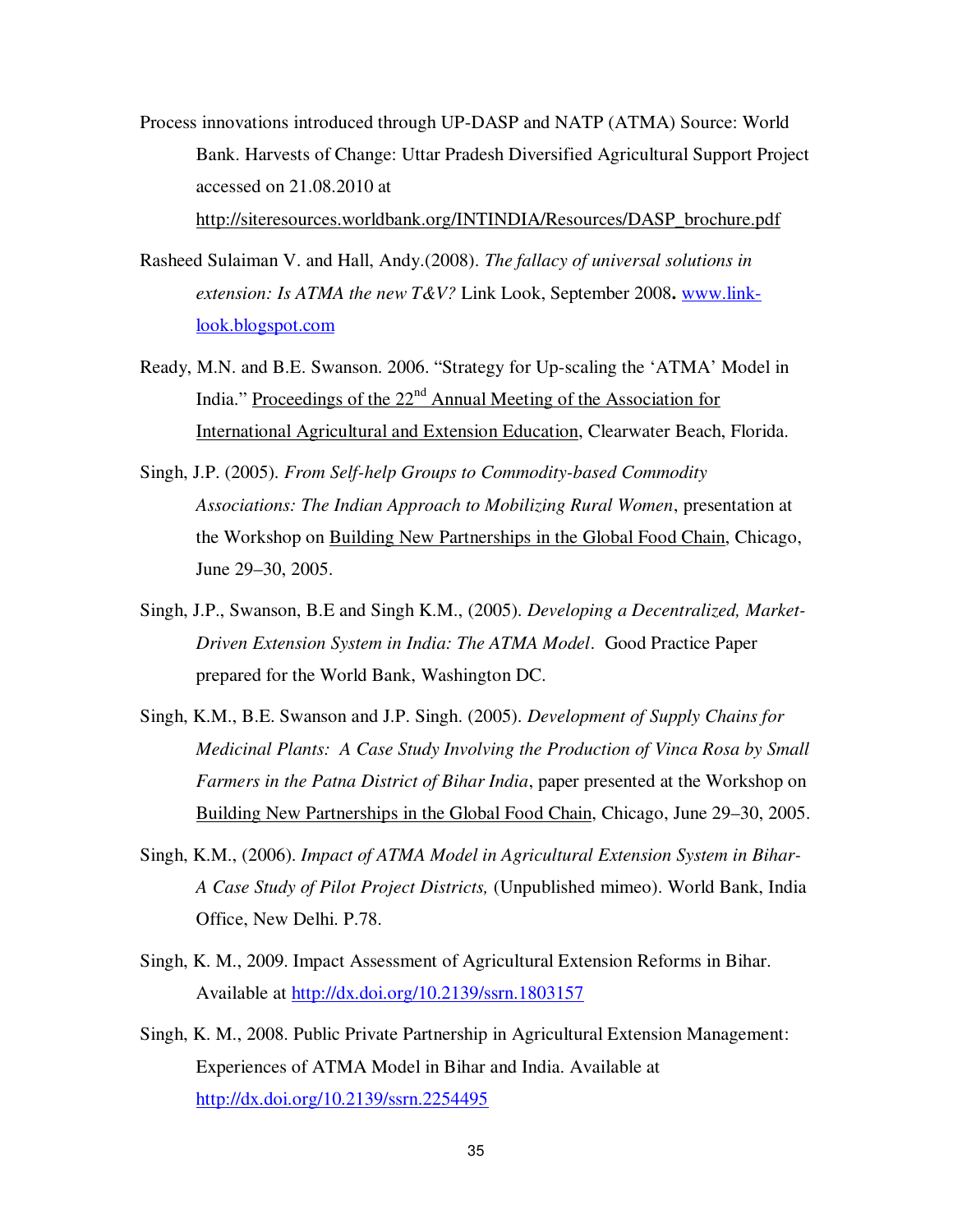Process innovations introduced through UP-DASP and NATP (ATMA) Source: World Bank. Harvests of Change: Uttar Pradesh Diversified Agricultural Support Project accessed on 21.08.2010 at http://siteresources.worldbank.org/INTINDIA/Resources/DASP_brochure.pdf

Rasheed Sulaiman V. and Hall, Andy.(2008). *The fallacy of universal solutions in extension: Is ATMA the new T&V?* Link Look, September 2008**.** www.link-look.blogspot.com

Ready, M.N. and B.E. Swanson. 2006. "Strategy for Up-scaling the 'ATMA' Model in India." Proceedings of the 22nd Annual Meeting of the Association for International Agricultural and Extension Education, Clearwater Beach, Florida.

Singh, J.P. (2005). *From Self-help Groups to Commodity-based Commodity Associations: The Indian Approach to Mobilizing Rural Women*, presentation at the Workshop on Building New Partnerships in the Global Food Chain, Chicago, June 29–30, 2005.

Singh, J.P., Swanson, B.E and Singh K.M., (2005). *Developing a Decentralized, Market-Driven Extension System in India: The ATMA Model*. Good Practice Paper prepared for the World Bank, Washington DC.

Singh, K.M., B.E. Swanson and J.P. Singh. (2005). *Development of Supply Chains for Medicinal Plants: A Case Study Involving the Production of Vinca Rosa by Small Farmers in the Patna District of Bihar India*, paper presented at the Workshop on Building New Partnerships in the Global Food Chain, Chicago, June 29–30, 2005.

Singh, K.M., (2006). *Impact of ATMA Model in Agricultural Extension System in Bihar- A Case Study of Pilot Project Districts,* (Unpublished mimeo). World Bank, India Office, New Delhi. P.78.

Singh, K. M., 2009. Impact Assessment of Agricultural Extension Reforms in Bihar. Available at http://dx.doi.org/10.2139/ssrn.1803157

Singh, K. M., 2008. Public Private Partnership in Agricultural Extension Management: Experiences of ATMA Model in Bihar and India. Available at http://dx.doi.org/10.2139/ssrn.2254495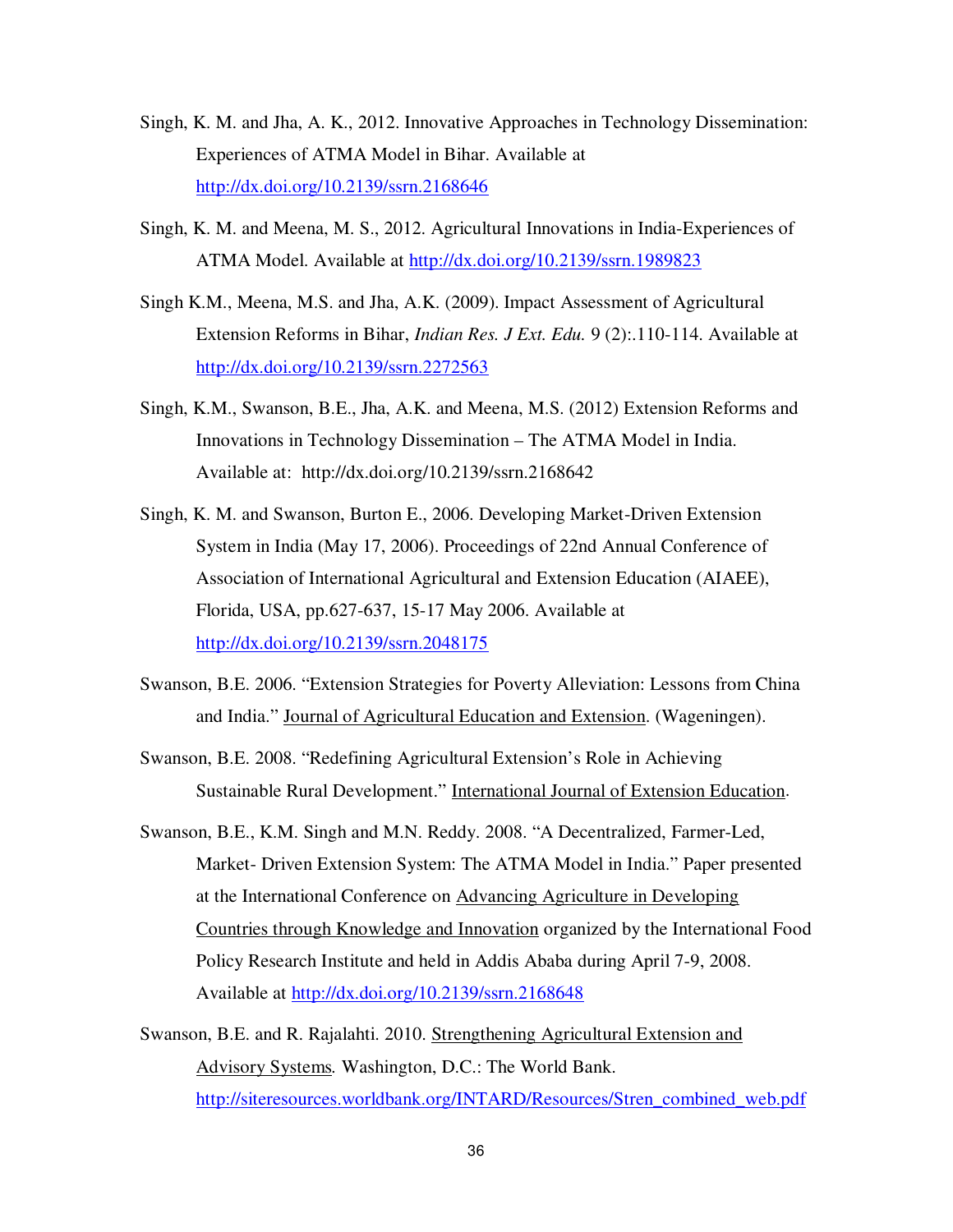Singh, K. M. and Jha, A. K., 2012. Innovative Approaches in Technology Dissemination: Experiences of ATMA Model in Bihar. Available at http://dx.doi.org/10.2139/ssrn.2168646

Singh, K. M. and Meena, M. S., 2012. Agricultural Innovations in India-Experiences of ATMA Model. Available at http://dx.doi.org/10.2139/ssrn.1989823

Singh K.M., Meena, M.S. and Jha, A.K. (2009). Impact Assessment of Agricultural Extension Reforms in Bihar, *Indian Res. J Ext. Edu.* 9 (2):.110-114. Available at http://dx.doi.org/10.2139/ssrn.2272563

Singh, K.M., Swanson, B.E., Jha, A.K. and Meena, M.S. (2012) Extension Reforms and Innovations in Technology Dissemination – The ATMA Model in India. Available at: http://dx.doi.org/10.2139/ssrn.2168642

Singh, K. M. and Swanson, Burton E., 2006. Developing Market-Driven Extension System in India (May 17, 2006). Proceedings of 22nd Annual Conference of Association of International Agricultural and Extension Education (AIAEE), Florida, USA, pp.627-637, 15-17 May 2006. Available at http://dx.doi.org/10.2139/ssrn.2048175

Swanson, B.E. 2006. "Extension Strategies for Poverty Alleviation: Lessons from China and India." Journal of Agricultural Education and Extension. (Wageningen).

Swanson, B.E. 2008. "Redefining Agricultural Extension's Role in Achieving Sustainable Rural Development." International Journal of Extension Education.

Swanson, B.E., K.M. Singh and M.N. Reddy. 2008. "A Decentralized, Farmer-Led, Market- Driven Extension System: The ATMA Model in India." Paper presented at the International Conference on Advancing Agriculture in Developing Countries through Knowledge and Innovation organized by the International Food Policy Research Institute and held in Addis Ababa during April 7-9, 2008. Available at http://dx.doi.org/10.2139/ssrn.2168648

Swanson, B.E. and R. Rajalahti. 2010. Strengthening Agricultural Extension and Advisory Systems*.* Washington, D.C.: The World Bank. http://siteresources.worldbank.org/INTARD/Resources/Stren_combined_web.pdf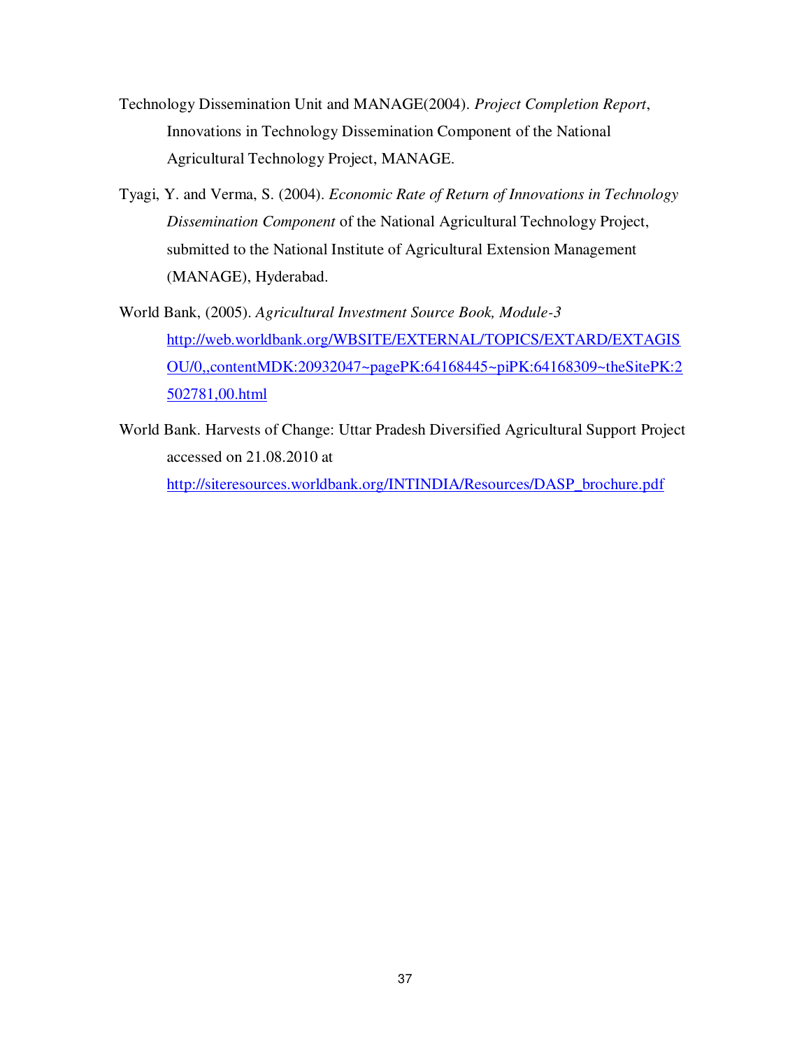Technology Dissemination Unit and MANAGE(2004). *Project Completion Report*, Innovations in Technology Dissemination Component of the National Agricultural Technology Project, MANAGE.

Tyagi, Y. and Verma, S. (2004). *Economic Rate of Return of Innovations in Technology Dissemination Component* of the National Agricultural Technology Project, submitted to the National Institute of Agricultural Extension Management (MANAGE), Hyderabad.

World Bank, (2005). *Agricultural Investment Source Book, Module-3* http://web.worldbank.org/WBSITE/EXTERNAL/TOPICS/EXTARD/EXTAGISOU/0,,contentMDK:20932047~pagePK:64168445~piPK:64168309~theSitePK:2502781,00.html

World Bank. Harvests of Change: Uttar Pradesh Diversified Agricultural Support Project accessed on 21.08.2010 at http://siteresources.worldbank.org/INTINDIA/Resources/DASP_brochure.pdf